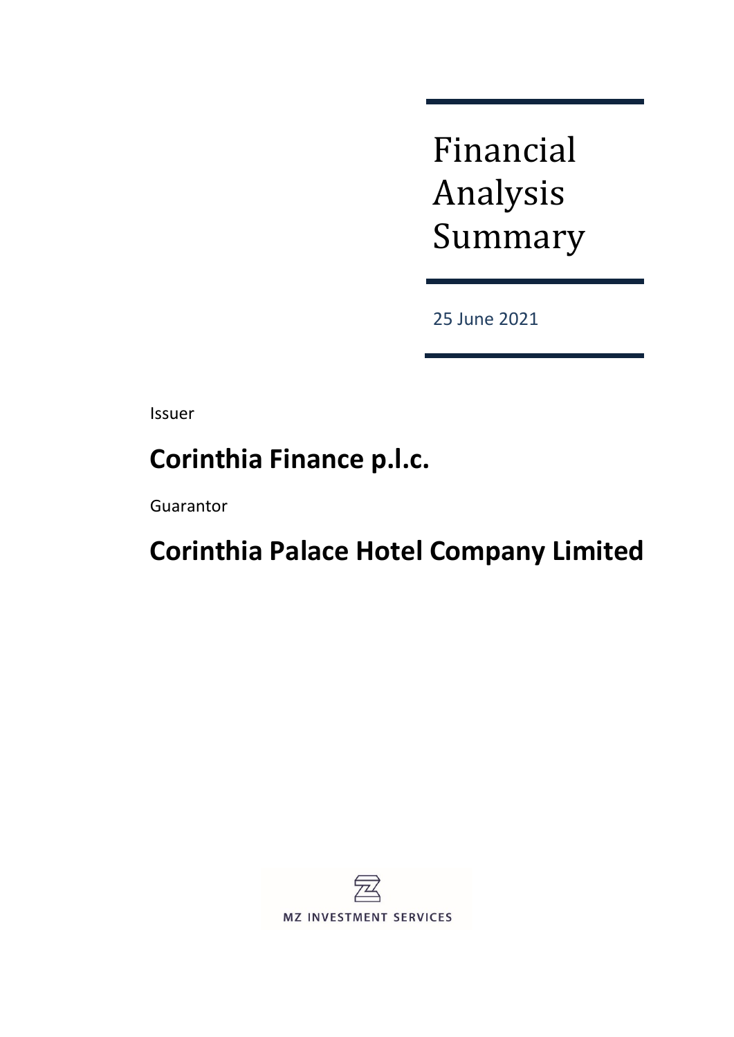# Financial Analysis Summary

25 June 2021

Issuer

## Corinthia Finance p.l.c.

Guarantor

## Corinthia Palace Hotel Company Limited

MZ INVESTMENT SERVICES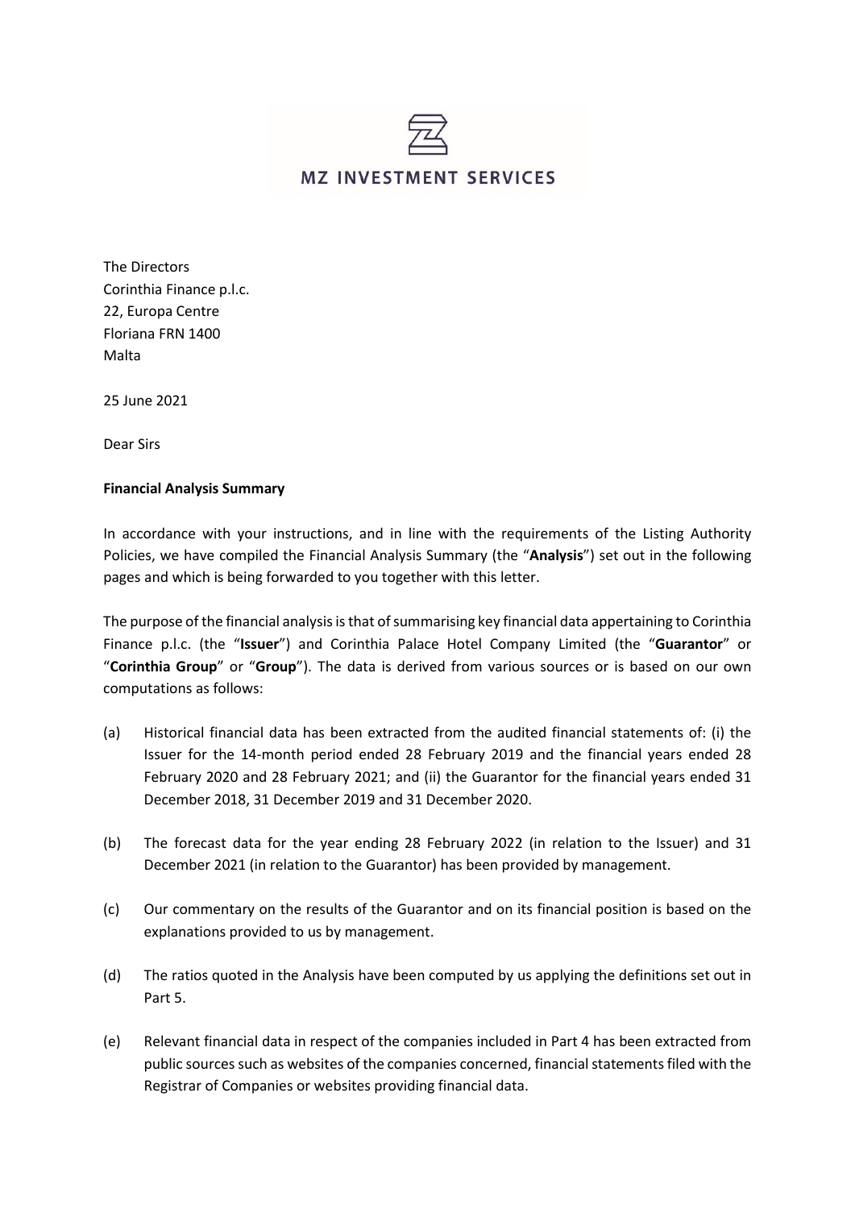MZ INVESTMENT SERVICES

The Directors
Corinthia Finance p.l.c.
22, Europa Centre
Floriana FRN 1400
Malta

25 June 2021

Dear Sirs

**Financial Analysis Summary**

In accordance with your instructions, and in line with the requirements of the Listing Authority Policies, we have compiled the Financial Analysis Summary (the "**Analysis**") set out in the following pages and which is being forwarded to you together with this letter.

The purpose of the financial analysis is that of summarising key financial data appertaining to Corinthia Finance p.l.c. (the "**Issuer**") and Corinthia Palace Hotel Company Limited (the "**Guarantor**" or "**Corinthia Group**" or "**Group**"). The data is derived from various sources or is based on our own computations as follows:

(a) Historical financial data has been extracted from the audited financial statements of: (i) the Issuer for the 14-month period ended 28 February 2019 and the financial years ended 28 February 2020 and 28 February 2021; and (ii) the Guarantor for the financial years ended 31 December 2018, 31 December 2019 and 31 December 2020.

(b) The forecast data for the year ending 28 February 2022 (in relation to the Issuer) and 31 December 2021 (in relation to the Guarantor) has been provided by management.

(c) Our commentary on the results of the Guarantor and on its financial position is based on the explanations provided to us by management.

(d) The ratios quoted in the Analysis have been computed by us applying the definitions set out in Part 5.

(e) Relevant financial data in respect of the companies included in Part 4 has been extracted from public sources such as websites of the companies concerned, financial statements filed with the Registrar of Companies or websites providing financial data.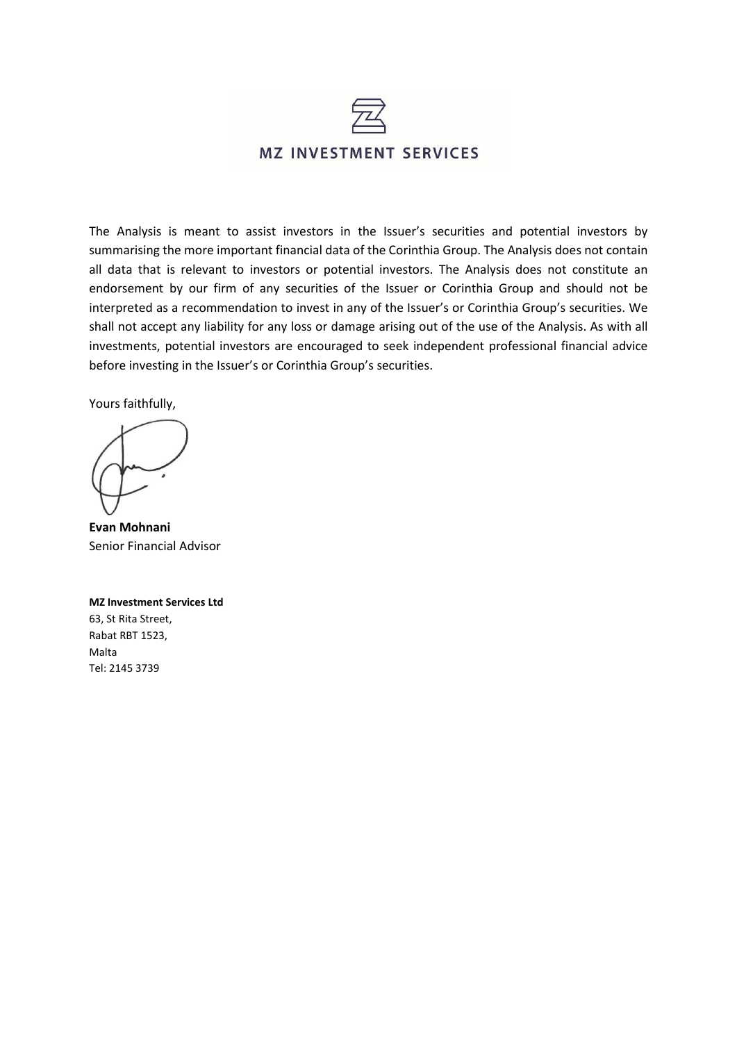MZ INVESTMENT SERVICES

The Analysis is meant to assist investors in the Issuer's securities and potential investors by summarising the more important financial data of the Corinthia Group. The Analysis does not contain all data that is relevant to investors or potential investors. The Analysis does not constitute an endorsement by our firm of any securities of the Issuer or Corinthia Group and should not be interpreted as a recommendation to invest in any of the Issuer's or Corinthia Group's securities. We shall not accept any liability for any loss or damage arising out of the use of the Analysis. As with all investments, potential investors are encouraged to seek independent professional financial advice before investing in the Issuer's or Corinthia Group's securities.

Yours faithfully,

**Evan Mohnani**
Senior Financial Advisor

**MZ Investment Services Ltd**
63, St Rita Street,
Rabat RBT 1523,
Malta
Tel: 2145 3739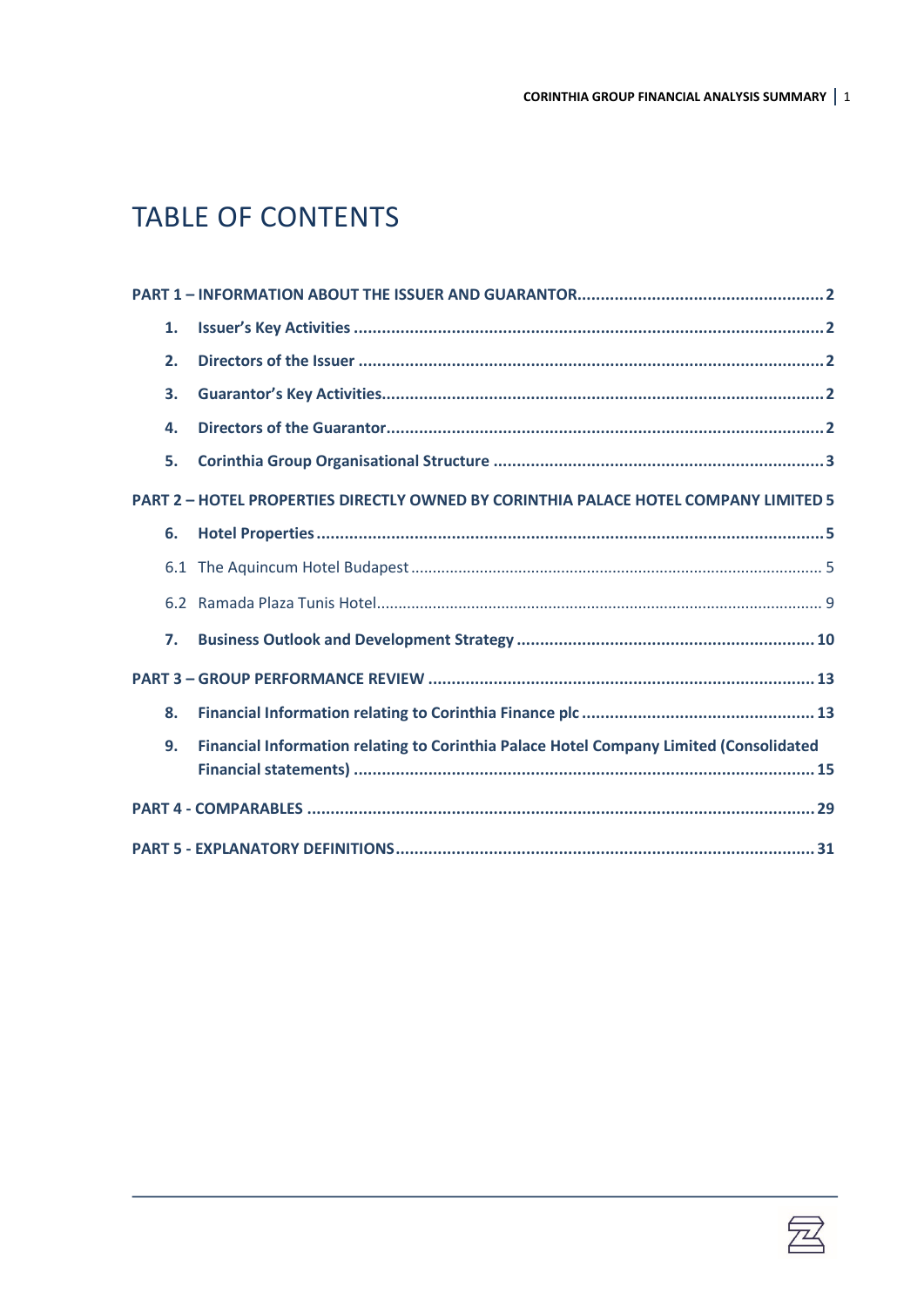# TABLE OF CONTENTS

**PART 1 – INFORMATION ABOUT THE ISSUER AND GUARANTOR** .................................................... **2**

1. **Issuer's Key Activities** .................................................................................................... **2**
2. **Directors of the Issuer** .................................................................................................... **2**
3. **Guarantor's Key Activities** .............................................................................................. **2**
4. **Directors of the Guarantor** ............................................................................................. **2**
5. **Corinthia Group Organisational Structure** ....................................................................... **3**

**PART 2 – HOTEL PROPERTIES DIRECTLY OWNED BY CORINTHIA PALACE HOTEL COMPANY LIMITED** **5**

6. **Hotel Properties** ............................................................................................................. **5**

   6.1 The Aquincum Hotel Budapest ............................................................................................ 5

   6.2 Ramada Plaza Tunis Hotel .................................................................................................... 9

7. **Business Outlook and Development Strategy** ................................................................. **10**

**PART 3 – GROUP PERFORMANCE REVIEW** .................................................................................. **13**

8. **Financial Information relating to Corinthia Finance plc** .................................................. **13**
9. **Financial Information relating to Corinthia Palace Hotel Company Limited (Consolidated Financial statements)** .................................................................................................. **15**

**PART 4 - COMPARABLES** ............................................................................................................ **29**

**PART 5 - EXPLANATORY DEFINITIONS** .......................................................................................... **31**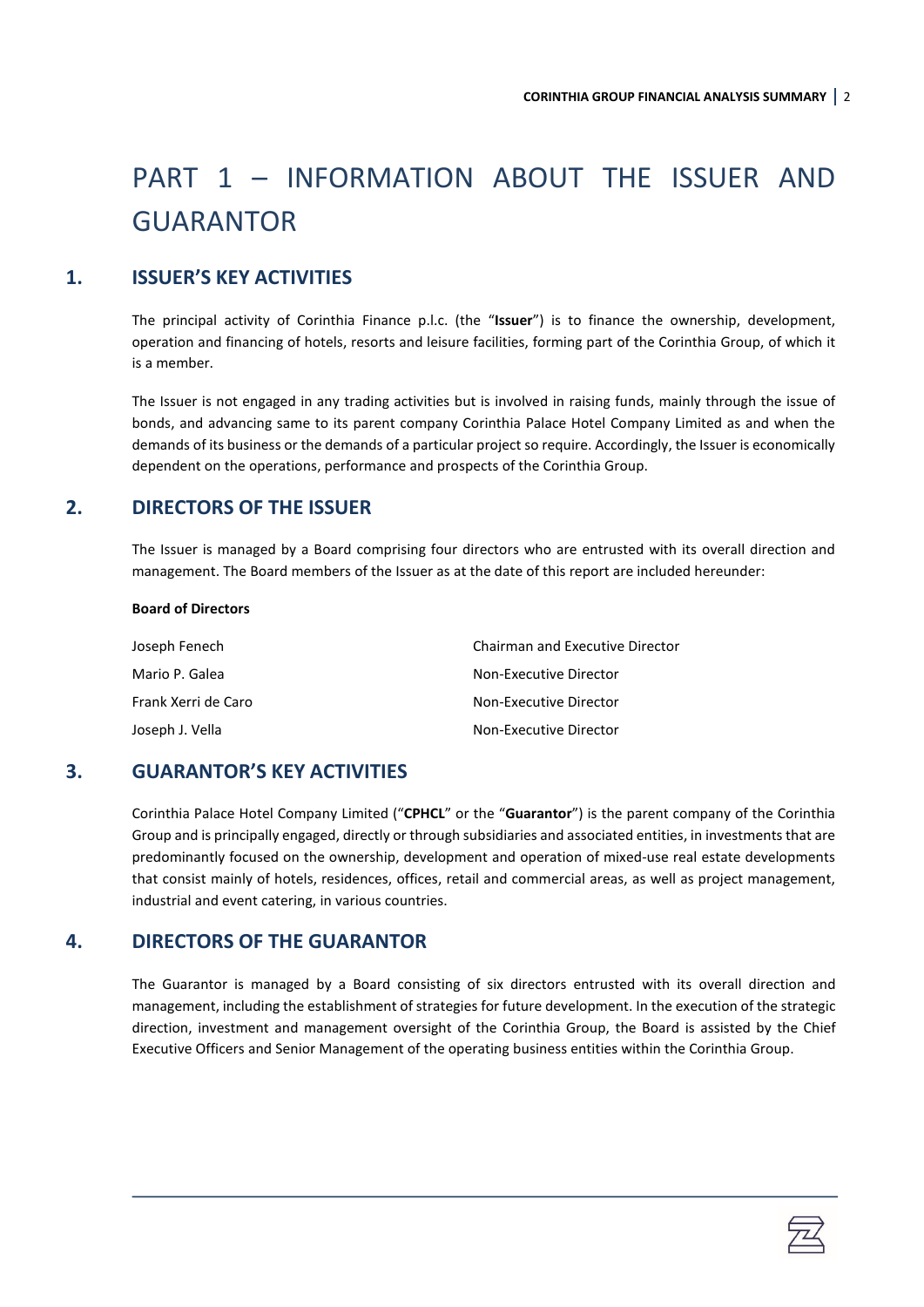# PART 1 – INFORMATION ABOUT THE ISSUER AND GUARANTOR

## 1. ISSUER'S KEY ACTIVITIES

The principal activity of Corinthia Finance p.l.c. (the "**Issuer**") is to finance the ownership, development, operation and financing of hotels, resorts and leisure facilities, forming part of the Corinthia Group, of which it is a member.

The Issuer is not engaged in any trading activities but is involved in raising funds, mainly through the issue of bonds, and advancing same to its parent company Corinthia Palace Hotel Company Limited as and when the demands of its business or the demands of a particular project so require. Accordingly, the Issuer is economically dependent on the operations, performance and prospects of the Corinthia Group.

## 2. DIRECTORS OF THE ISSUER

The Issuer is managed by a Board comprising four directors who are entrusted with its overall direction and management. The Board members of the Issuer as at the date of this report are included hereunder:

**Board of Directors**

| | |
|---|---|
| Joseph Fenech | Chairman and Executive Director |
| Mario P. Galea | Non-Executive Director |
| Frank Xerri de Caro | Non-Executive Director |
| Joseph J. Vella | Non-Executive Director |

## 3. GUARANTOR'S KEY ACTIVITIES

Corinthia Palace Hotel Company Limited ("**CPHCL**" or the "**Guarantor**") is the parent company of the Corinthia Group and is principally engaged, directly or through subsidiaries and associated entities, in investments that are predominantly focused on the ownership, development and operation of mixed-use real estate developments that consist mainly of hotels, residences, offices, retail and commercial areas, as well as project management, industrial and event catering, in various countries.

## 4. DIRECTORS OF THE GUARANTOR

The Guarantor is managed by a Board consisting of six directors entrusted with its overall direction and management, including the establishment of strategies for future development. In the execution of the strategic direction, investment and management oversight of the Corinthia Group, the Board is assisted by the Chief Executive Officers and Senior Management of the operating business entities within the Corinthia Group.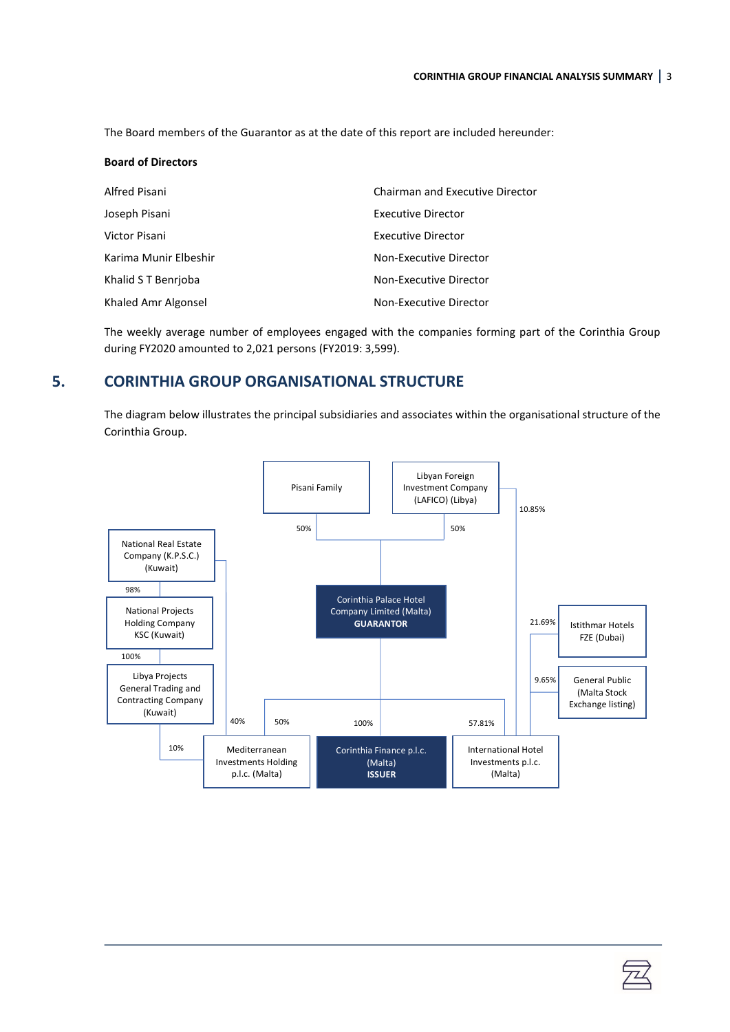The Board members of the Guarantor as at the date of this report are included hereunder:

**Board of Directors**

| | |
|---|---|
| Alfred Pisani | Chairman and Executive Director |
| Joseph Pisani | Executive Director |
| Victor Pisani | Executive Director |
| Karima Munir Elbeshir | Non-Executive Director |
| Khalid S T Benrjoba | Non-Executive Director |
| Khaled Amr Algonsel | Non-Executive Director |

The weekly average number of employees engaged with the companies forming part of the Corinthia Group during FY2020 amounted to 2,021 persons (FY2019: 3,599).

## 5. CORINTHIA GROUP ORGANISATIONAL STRUCTURE

The diagram below illustrates the principal subsidiaries and associates within the organisational structure of the Corinthia Group.

- Pisani Family – 50% → Corinthia Palace Hotel Company Limited (Malta) **GUARANTOR**
- Libyan Foreign Investment Company (LAFICO) (Libya) – 50% → Corinthia Palace Hotel Company Limited (Malta) **GUARANTOR**
- Libyan Foreign Investment Company (LAFICO) (Libya) – 10.85% → International Hotel Investments p.l.c. (Malta)
- Corinthia Palace Hotel Company Limited (Malta) **GUARANTOR**:
  - 50% → Mediterranean Investments Holding p.l.c. (Malta)
  - 100% → Corinthia Finance p.l.c. (Malta) **ISSUER**
  - 57.81% → International Hotel Investments p.l.c. (Malta)
- Istithmar Hotels FZE (Dubai) – 21.69% → International Hotel Investments p.l.c. (Malta)
- General Public (Malta Stock Exchange listing) – 9.65% → International Hotel Investments p.l.c. (Malta)
- National Real Estate Company (K.P.S.C.) (Kuwait) – 98% → National Projects Holding Company KSC (Kuwait) – 100% → Libya Projects General Trading and Contracting Company (Kuwait) – 10% → Mediterranean Investments Holding p.l.c. (Malta)
- National Real Estate Company (K.P.S.C.) (Kuwait) – 40% → Mediterranean Investments Holding p.l.c. (Malta)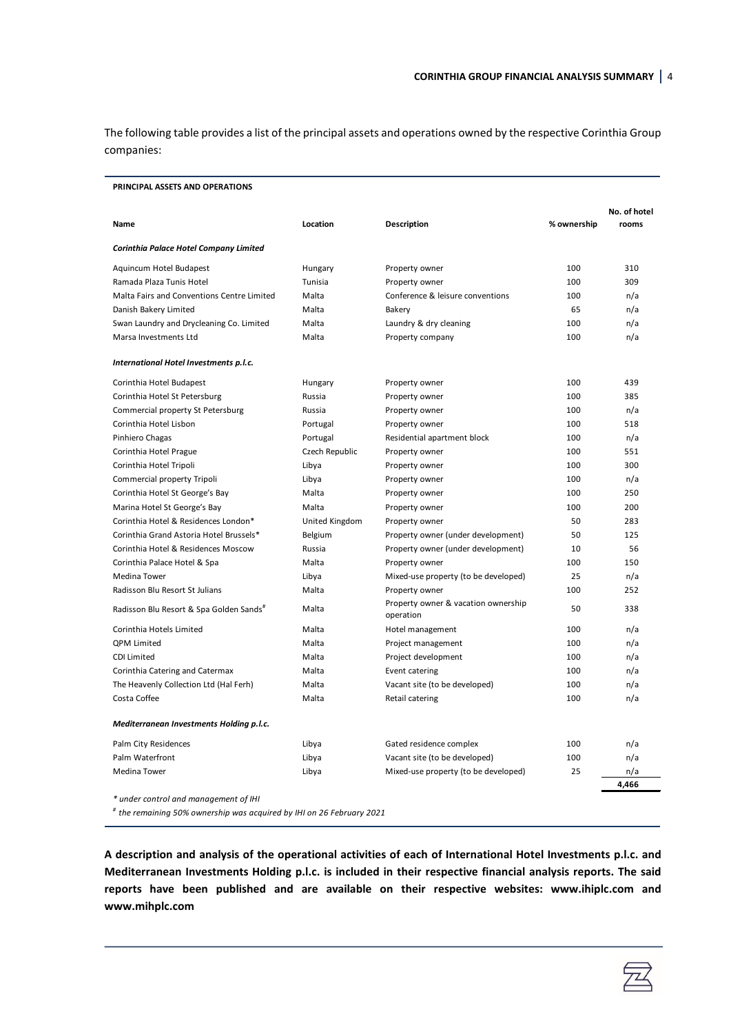The following table provides a list of the principal assets and operations owned by the respective Corinthia Group companies:

**PRINCIPAL ASSETS AND OPERATIONS**

| Name | Location | Description | % ownership | No. of hotel rooms |
|---|---|---|---|---|
| ***Corinthia Palace Hotel Company Limited*** | | | | |
| Aquincum Hotel Budapest | Hungary | Property owner | 100 | 310 |
| Ramada Plaza Tunis Hotel | Tunisia | Property owner | 100 | 309 |
| Malta Fairs and Conventions Centre Limited | Malta | Conference & leisure conventions | 100 | n/a |
| Danish Bakery Limited | Malta | Bakery | 65 | n/a |
| Swan Laundry and Drycleaning Co. Limited | Malta | Laundry & dry cleaning | 100 | n/a |
| Marsa Investments Ltd | Malta | Property company | 100 | n/a |
| ***International Hotel Investments p.l.c.*** | | | | |
| Corinthia Hotel Budapest | Hungary | Property owner | 100 | 439 |
| Corinthia Hotel St Petersburg | Russia | Property owner | 100 | 385 |
| Commercial property St Petersburg | Russia | Property owner | 100 | n/a |
| Corinthia Hotel Lisbon | Portugal | Property owner | 100 | 518 |
| Pinhiero Chagas | Portugal | Residential apartment block | 100 | n/a |
| Corinthia Hotel Prague | Czech Republic | Property owner | 100 | 551 |
| Corinthia Hotel Tripoli | Libya | Property owner | 100 | 300 |
| Commercial property Tripoli | Libya | Property owner | 100 | n/a |
| Corinthia Hotel St George's Bay | Malta | Property owner | 100 | 250 |
| Marina Hotel St George's Bay | Malta | Property owner | 100 | 200 |
| Corinthia Hotel & Residences London* | United Kingdom | Property owner | 50 | 283 |
| Corinthia Grand Astoria Hotel Brussels* | Belgium | Property owner (under development) | 50 | 125 |
| Corinthia Hotel & Residences Moscow | Russia | Property owner (under development) | 10 | 56 |
| Corinthia Palace Hotel & Spa | Malta | Property owner | 100 | 150 |
| Medina Tower | Libya | Mixed-use property (to be developed) | 25 | n/a |
| Radisson Blu Resort St Julians | Malta | Property owner | 100 | 252 |
| Radisson Blu Resort & Spa Golden Sands# | Malta | Property owner & vacation ownership operation | 50 | 338 |
| Corinthia Hotels Limited | Malta | Hotel management | 100 | n/a |
| QPM Limited | Malta | Project management | 100 | n/a |
| CDI Limited | Malta | Project development | 100 | n/a |
| Corinthia Catering and Catermax | Malta | Event catering | 100 | n/a |
| The Heavenly Collection Ltd (Hal Ferh) | Malta | Vacant site (to be developed) | 100 | n/a |
| Costa Coffee | Malta | Retail catering | 100 | n/a |
| ***Mediterranean Investments Holding p.l.c.*** | | | | |
| Palm City Residences | Libya | Gated residence complex | 100 | n/a |
| Palm Waterfront | Libya | Vacant site (to be developed) | 100 | n/a |
| Medina Tower | Libya | Mixed-use property (to be developed) | 25 | n/a |
| | | | | **4,466** |

*\* under control and management of IHI*

*# the remaining 50% ownership was acquired by IHI on 26 February 2021*

**A description and analysis of the operational activities of each of International Hotel Investments p.l.c. and Mediterranean Investments Holding p.l.c. is included in their respective financial analysis reports. The said reports have been published and are available on their respective websites: www.ihiplc.com and www.mihplc.com**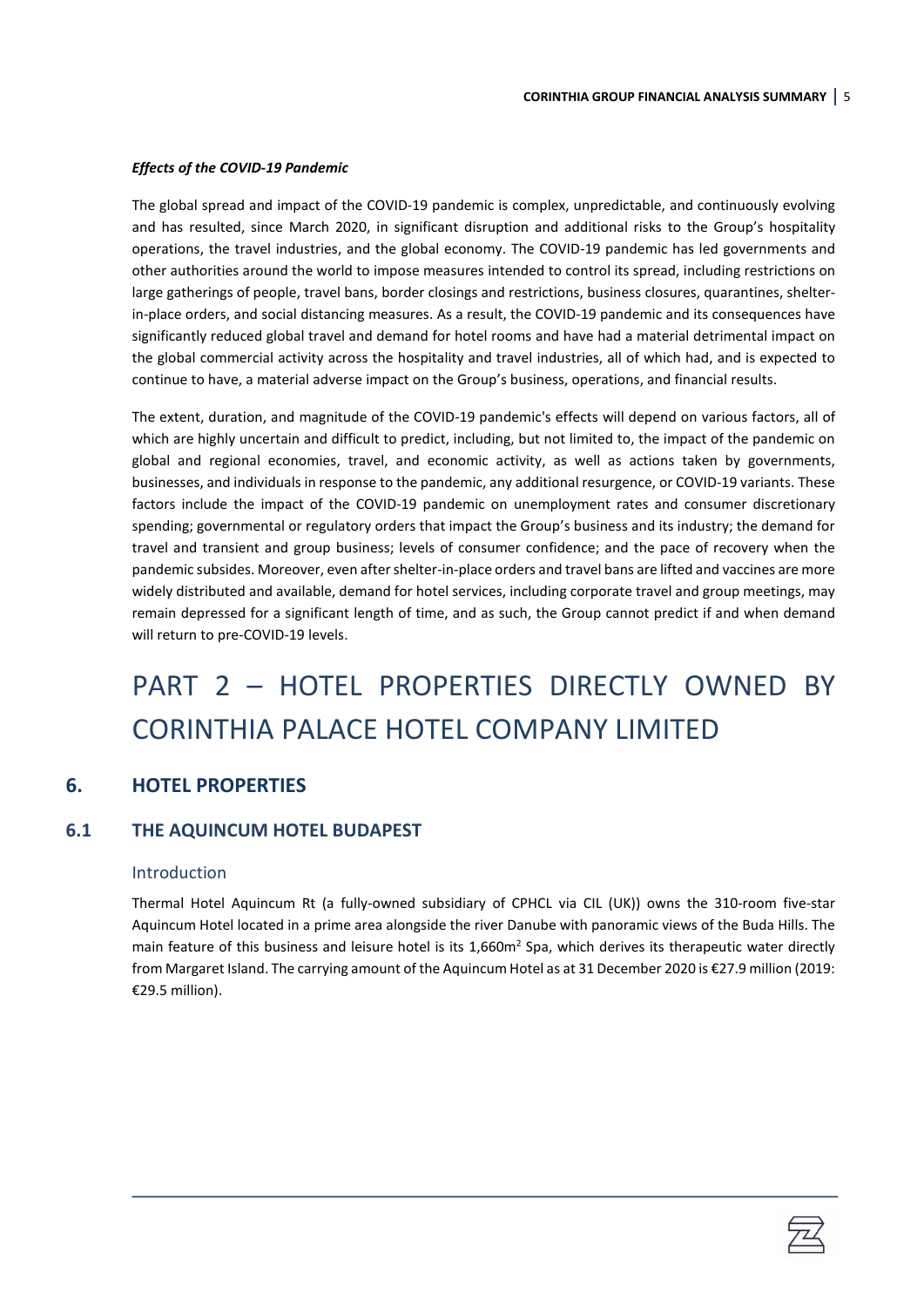***Effects of the COVID-19 Pandemic***

The global spread and impact of the COVID-19 pandemic is complex, unpredictable, and continuously evolving and has resulted, since March 2020, in significant disruption and additional risks to the Group's hospitality operations, the travel industries, and the global economy. The COVID-19 pandemic has led governments and other authorities around the world to impose measures intended to control its spread, including restrictions on large gatherings of people, travel bans, border closings and restrictions, business closures, quarantines, shelter-in-place orders, and social distancing measures. As a result, the COVID-19 pandemic and its consequences have significantly reduced global travel and demand for hotel rooms and have had a material detrimental impact on the global commercial activity across the hospitality and travel industries, all of which had, and is expected to continue to have, a material adverse impact on the Group's business, operations, and financial results.

The extent, duration, and magnitude of the COVID-19 pandemic's effects will depend on various factors, all of which are highly uncertain and difficult to predict, including, but not limited to, the impact of the pandemic on global and regional economies, travel, and economic activity, as well as actions taken by governments, businesses, and individuals in response to the pandemic, any additional resurgence, or COVID-19 variants. These factors include the impact of the COVID-19 pandemic on unemployment rates and consumer discretionary spending; governmental or regulatory orders that impact the Group's business and its industry; the demand for travel and transient and group business; levels of consumer confidence; and the pace of recovery when the pandemic subsides. Moreover, even after shelter-in-place orders and travel bans are lifted and vaccines are more widely distributed and available, demand for hotel services, including corporate travel and group meetings, may remain depressed for a significant length of time, and as such, the Group cannot predict if and when demand will return to pre-COVID-19 levels.

# PART 2 – HOTEL PROPERTIES DIRECTLY OWNED BY CORINTHIA PALACE HOTEL COMPANY LIMITED

## 6. HOTEL PROPERTIES

### 6.1 THE AQUINCUM HOTEL BUDAPEST

#### Introduction

Thermal Hotel Aquincum Rt (a fully-owned subsidiary of CPHCL via CIL (UK)) owns the 310-room five-star Aquincum Hotel located in a prime area alongside the river Danube with panoramic views of the Buda Hills. The main feature of this business and leisure hotel is its 1,660m$^2$ Spa, which derives its therapeutic water directly from Margaret Island. The carrying amount of the Aquincum Hotel as at 31 December 2020 is €27.9 million (2019: €29.5 million).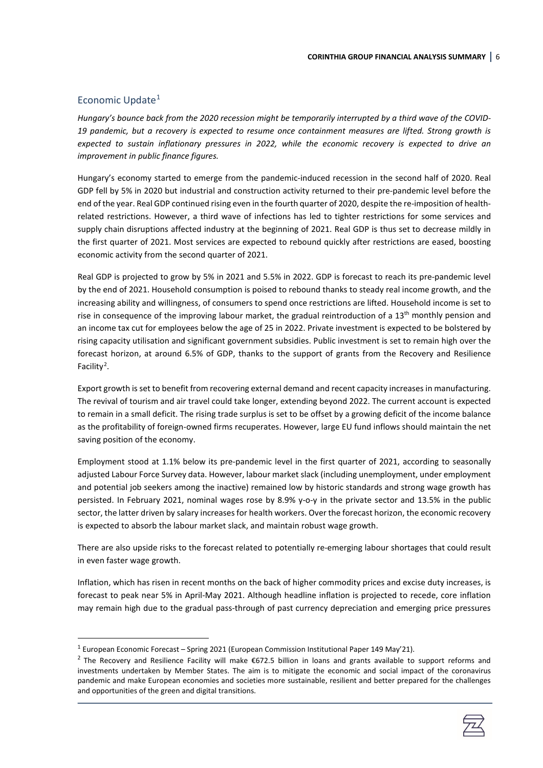## Economic Update[1]

*Hungary's bounce back from the 2020 recession might be temporarily interrupted by a third wave of the COVID-19 pandemic, but a recovery is expected to resume once containment measures are lifted. Strong growth is expected to sustain inflationary pressures in 2022, while the economic recovery is expected to drive an improvement in public finance figures.*

Hungary's economy started to emerge from the pandemic-induced recession in the second half of 2020. Real GDP fell by 5% in 2020 but industrial and construction activity returned to their pre-pandemic level before the end of the year. Real GDP continued rising even in the fourth quarter of 2020, despite the re-imposition of health-related restrictions. However, a third wave of infections has led to tighter restrictions for some services and supply chain disruptions affected industry at the beginning of 2021. Real GDP is thus set to decrease mildly in the first quarter of 2021. Most services are expected to rebound quickly after restrictions are eased, boosting economic activity from the second quarter of 2021.

Real GDP is projected to grow by 5% in 2021 and 5.5% in 2022. GDP is forecast to reach its pre-pandemic level by the end of 2021. Household consumption is poised to rebound thanks to steady real income growth, and the increasing ability and willingness, of consumers to spend once restrictions are lifted. Household income is set to rise in consequence of the improving labour market, the gradual reintroduction of a 13th monthly pension and an income tax cut for employees below the age of 25 in 2022. Private investment is expected to be bolstered by rising capacity utilisation and significant government subsidies. Public investment is set to remain high over the forecast horizon, at around 6.5% of GDP, thanks to the support of grants from the Recovery and Resilience Facility[2].

Export growth is set to benefit from recovering external demand and recent capacity increases in manufacturing. The revival of tourism and air travel could take longer, extending beyond 2022. The current account is expected to remain in a small deficit. The rising trade surplus is set to be offset by a growing deficit of the income balance as the profitability of foreign-owned firms recuperates. However, large EU fund inflows should maintain the net saving position of the economy.

Employment stood at 1.1% below its pre-pandemic level in the first quarter of 2021, according to seasonally adjusted Labour Force Survey data. However, labour market slack (including unemployment, under employment and potential job seekers among the inactive) remained low by historic standards and strong wage growth has persisted. In February 2021, nominal wages rose by 8.9% y-o-y in the private sector and 13.5% in the public sector, the latter driven by salary increases for health workers. Over the forecast horizon, the economic recovery is expected to absorb the labour market slack, and maintain robust wage growth.

There are also upside risks to the forecast related to potentially re-emerging labour shortages that could result in even faster wage growth.

Inflation, which has risen in recent months on the back of higher commodity prices and excise duty increases, is forecast to peak near 5% in April-May 2021. Although headline inflation is projected to recede, core inflation may remain high due to the gradual pass-through of past currency depreciation and emerging price pressures

---

[1] European Economic Forecast – Spring 2021 (European Commission Institutional Paper 149 May'21).

[2] The Recovery and Resilience Facility will make €672.5 billion in loans and grants available to support reforms and investments undertaken by Member States. The aim is to mitigate the economic and social impact of the coronavirus pandemic and make European economies and societies more sustainable, resilient and better prepared for the challenges and opportunities of the green and digital transitions.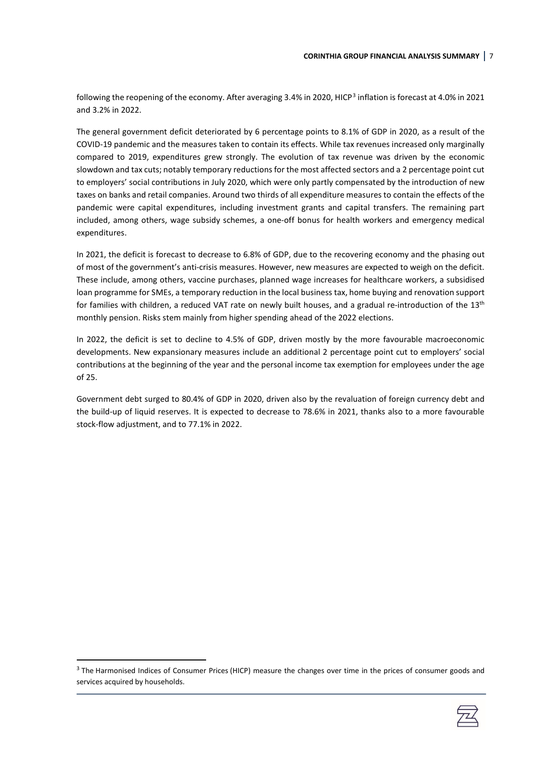following the reopening of the economy. After averaging 3.4% in 2020, HICP[3] inflation is forecast at 4.0% in 2021 and 3.2% in 2022.

The general government deficit deteriorated by 6 percentage points to 8.1% of GDP in 2020, as a result of the COVID-19 pandemic and the measures taken to contain its effects. While tax revenues increased only marginally compared to 2019, expenditures grew strongly. The evolution of tax revenue was driven by the economic slowdown and tax cuts; notably temporary reductions for the most affected sectors and a 2 percentage point cut to employers' social contributions in July 2020, which were only partly compensated by the introduction of new taxes on banks and retail companies. Around two thirds of all expenditure measures to contain the effects of the pandemic were capital expenditures, including investment grants and capital transfers. The remaining part included, among others, wage subsidy schemes, a one-off bonus for health workers and emergency medical expenditures.

In 2021, the deficit is forecast to decrease to 6.8% of GDP, due to the recovering economy and the phasing out of most of the government's anti-crisis measures. However, new measures are expected to weigh on the deficit. These include, among others, vaccine purchases, planned wage increases for healthcare workers, a subsidised loan programme for SMEs, a temporary reduction in the local business tax, home buying and renovation support for families with children, a reduced VAT rate on newly built houses, and a gradual re-introduction of the 13th monthly pension. Risks stem mainly from higher spending ahead of the 2022 elections.

In 2022, the deficit is set to decline to 4.5% of GDP, driven mostly by the more favourable macroeconomic developments. New expansionary measures include an additional 2 percentage point cut to employers' social contributions at the beginning of the year and the personal income tax exemption for employees under the age of 25.

Government debt surged to 80.4% of GDP in 2020, driven also by the revaluation of foreign currency debt and the build-up of liquid reserves. It is expected to decrease to 78.6% in 2021, thanks also to a more favourable stock-flow adjustment, and to 77.1% in 2022.

[3] The Harmonised Indices of Consumer Prices (HICP) measure the changes over time in the prices of consumer goods and services acquired by households.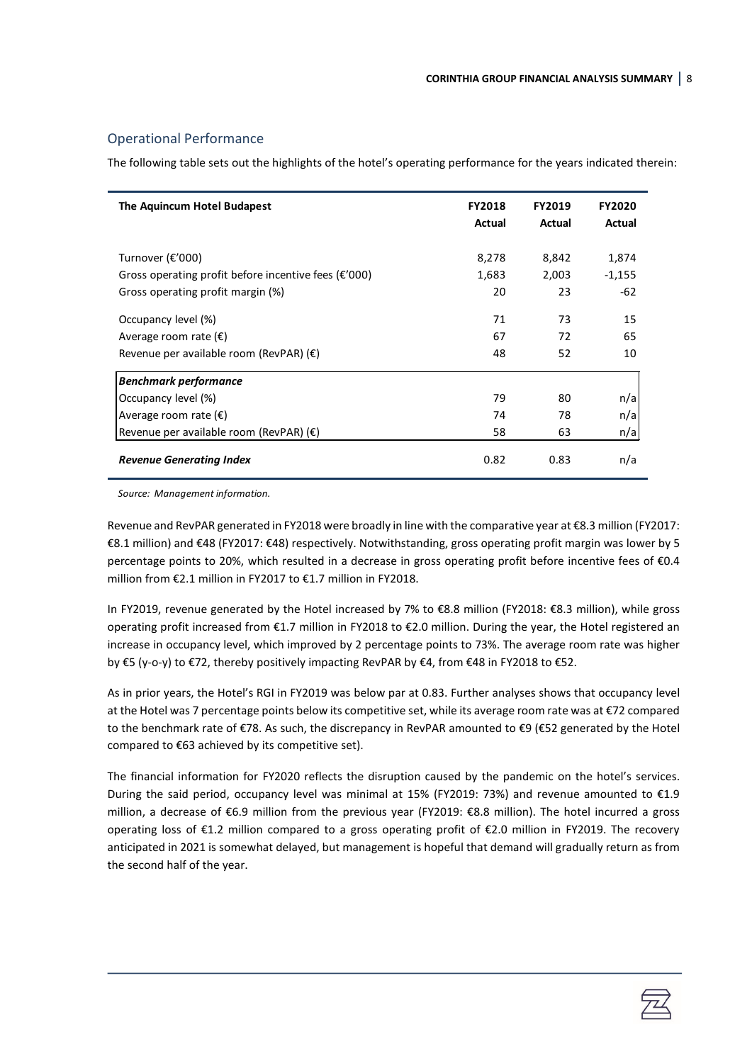## Operational Performance

The following table sets out the highlights of the hotel's operating performance for the years indicated therein:

| The Aquincum Hotel Budapest | FY2018 Actual | FY2019 Actual | FY2020 Actual |
|---|---|---|---|
| Turnover (€'000) | 8,278 | 8,842 | 1,874 |
| Gross operating profit before incentive fees (€'000) | 1,683 | 2,003 | -1,155 |
| Gross operating profit margin (%) | 20 | 23 | -62 |
| Occupancy level (%) | 71 | 73 | 15 |
| Average room rate (€) | 67 | 72 | 65 |
| Revenue per available room (RevPAR) (€) | 48 | 52 | 10 |
| ***Benchmark performance*** | | | |
| Occupancy level (%) | 79 | 80 | n/a |
| Average room rate (€) | 74 | 78 | n/a |
| Revenue per available room (RevPAR) (€) | 58 | 63 | n/a |
| ***Revenue Generating Index*** | 0.82 | 0.83 | n/a |

*Source: Management information.*

Revenue and RevPAR generated in FY2018 were broadly in line with the comparative year at €8.3 million (FY2017: €8.1 million) and €48 (FY2017: €48) respectively. Notwithstanding, gross operating profit margin was lower by 5 percentage points to 20%, which resulted in a decrease in gross operating profit before incentive fees of €0.4 million from €2.1 million in FY2017 to €1.7 million in FY2018.

In FY2019, revenue generated by the Hotel increased by 7% to €8.8 million (FY2018: €8.3 million), while gross operating profit increased from €1.7 million in FY2018 to €2.0 million. During the year, the Hotel registered an increase in occupancy level, which improved by 2 percentage points to 73%. The average room rate was higher by €5 (y-o-y) to €72, thereby positively impacting RevPAR by €4, from €48 in FY2018 to €52.

As in prior years, the Hotel's RGI in FY2019 was below par at 0.83. Further analyses shows that occupancy level at the Hotel was 7 percentage points below its competitive set, while its average room rate was at €72 compared to the benchmark rate of €78. As such, the discrepancy in RevPAR amounted to €9 (€52 generated by the Hotel compared to €63 achieved by its competitive set).

The financial information for FY2020 reflects the disruption caused by the pandemic on the hotel's services. During the said period, occupancy level was minimal at 15% (FY2019: 73%) and revenue amounted to €1.9 million, a decrease of €6.9 million from the previous year (FY2019: €8.8 million). The hotel incurred a gross operating loss of €1.2 million compared to a gross operating profit of €2.0 million in FY2019. The recovery anticipated in 2021 is somewhat delayed, but management is hopeful that demand will gradually return as from the second half of the year.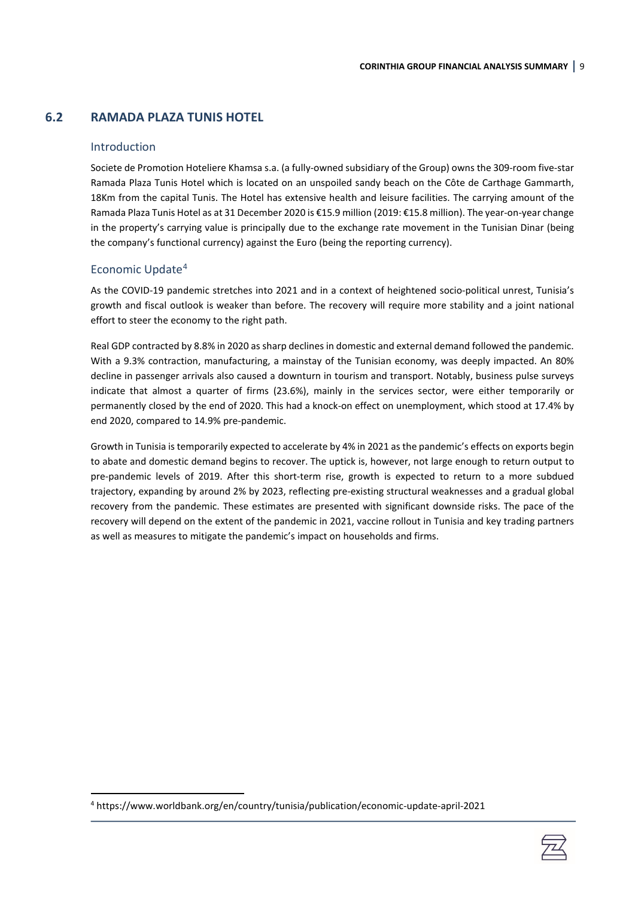## 6.2 RAMADA PLAZA TUNIS HOTEL

### Introduction

Societe de Promotion Hoteliere Khamsa s.a. (a fully-owned subsidiary of the Group) owns the 309-room five-star Ramada Plaza Tunis Hotel which is located on an unspoiled sandy beach on the Côte de Carthage Gammarth, 18Km from the capital Tunis. The Hotel has extensive health and leisure facilities. The carrying amount of the Ramada Plaza Tunis Hotel as at 31 December 2020 is €15.9 million (2019: €15.8 million). The year-on-year change in the property's carrying value is principally due to the exchange rate movement in the Tunisian Dinar (being the company's functional currency) against the Euro (being the reporting currency).

### Economic Update[4]

As the COVID-19 pandemic stretches into 2021 and in a context of heightened socio-political unrest, Tunisia's growth and fiscal outlook is weaker than before. The recovery will require more stability and a joint national effort to steer the economy to the right path.

Real GDP contracted by 8.8% in 2020 as sharp declines in domestic and external demand followed the pandemic. With a 9.3% contraction, manufacturing, a mainstay of the Tunisian economy, was deeply impacted. An 80% decline in passenger arrivals also caused a downturn in tourism and transport. Notably, business pulse surveys indicate that almost a quarter of firms (23.6%), mainly in the services sector, were either temporarily or permanently closed by the end of 2020. This had a knock-on effect on unemployment, which stood at 17.4% by end 2020, compared to 14.9% pre-pandemic.

Growth in Tunisia is temporarily expected to accelerate by 4% in 2021 as the pandemic's effects on exports begin to abate and domestic demand begins to recover. The uptick is, however, not large enough to return output to pre-pandemic levels of 2019. After this short-term rise, growth is expected to return to a more subdued trajectory, expanding by around 2% by 2023, reflecting pre-existing structural weaknesses and a gradual global recovery from the pandemic. These estimates are presented with significant downside risks. The pace of the recovery will depend on the extent of the pandemic in 2021, vaccine rollout in Tunisia and key trading partners as well as measures to mitigate the pandemic's impact on households and firms.

[4] https://www.worldbank.org/en/country/tunisia/publication/economic-update-april-2021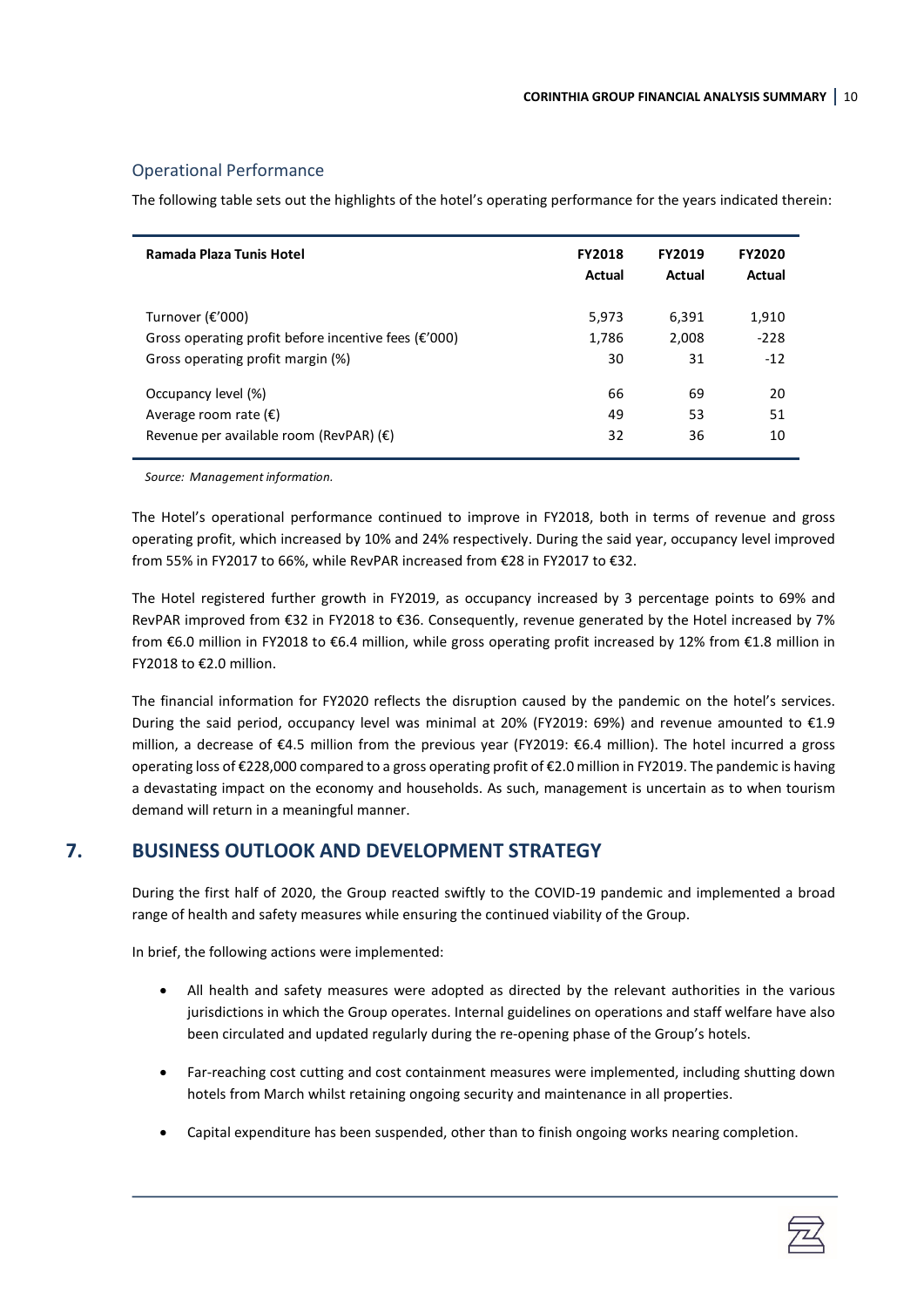### Operational Performance

The following table sets out the highlights of the hotel's operating performance for the years indicated therein:

| Ramada Plaza Tunis Hotel | FY2018 Actual | FY2019 Actual | FY2020 Actual |
|---|---|---|---|
| Turnover (€'000) | 5,973 | 6,391 | 1,910 |
| Gross operating profit before incentive fees (€'000) | 1,786 | 2,008 | -228 |
| Gross operating profit margin (%) | 30 | 31 | -12 |
| Occupancy level (%) | 66 | 69 | 20 |
| Average room rate (€) | 49 | 53 | 51 |
| Revenue per available room (RevPAR) (€) | 32 | 36 | 10 |

*Source: Management information.*

The Hotel's operational performance continued to improve in FY2018, both in terms of revenue and gross operating profit, which increased by 10% and 24% respectively. During the said year, occupancy level improved from 55% in FY2017 to 66%, while RevPAR increased from €28 in FY2017 to €32.

The Hotel registered further growth in FY2019, as occupancy increased by 3 percentage points to 69% and RevPAR improved from €32 in FY2018 to €36. Consequently, revenue generated by the Hotel increased by 7% from €6.0 million in FY2018 to €6.4 million, while gross operating profit increased by 12% from €1.8 million in FY2018 to €2.0 million.

The financial information for FY2020 reflects the disruption caused by the pandemic on the hotel's services. During the said period, occupancy level was minimal at 20% (FY2019: 69%) and revenue amounted to €1.9 million, a decrease of €4.5 million from the previous year (FY2019: €6.4 million). The hotel incurred a gross operating loss of €228,000 compared to a gross operating profit of €2.0 million in FY2019. The pandemic is having a devastating impact on the economy and households. As such, management is uncertain as to when tourism demand will return in a meaningful manner.

## 7. BUSINESS OUTLOOK AND DEVELOPMENT STRATEGY

During the first half of 2020, the Group reacted swiftly to the COVID-19 pandemic and implemented a broad range of health and safety measures while ensuring the continued viability of the Group.

In brief, the following actions were implemented:

- All health and safety measures were adopted as directed by the relevant authorities in the various jurisdictions in which the Group operates. Internal guidelines on operations and staff welfare have also been circulated and updated regularly during the re-opening phase of the Group's hotels.
- Far-reaching cost cutting and cost containment measures were implemented, including shutting down hotels from March whilst retaining ongoing security and maintenance in all properties.
- Capital expenditure has been suspended, other than to finish ongoing works nearing completion.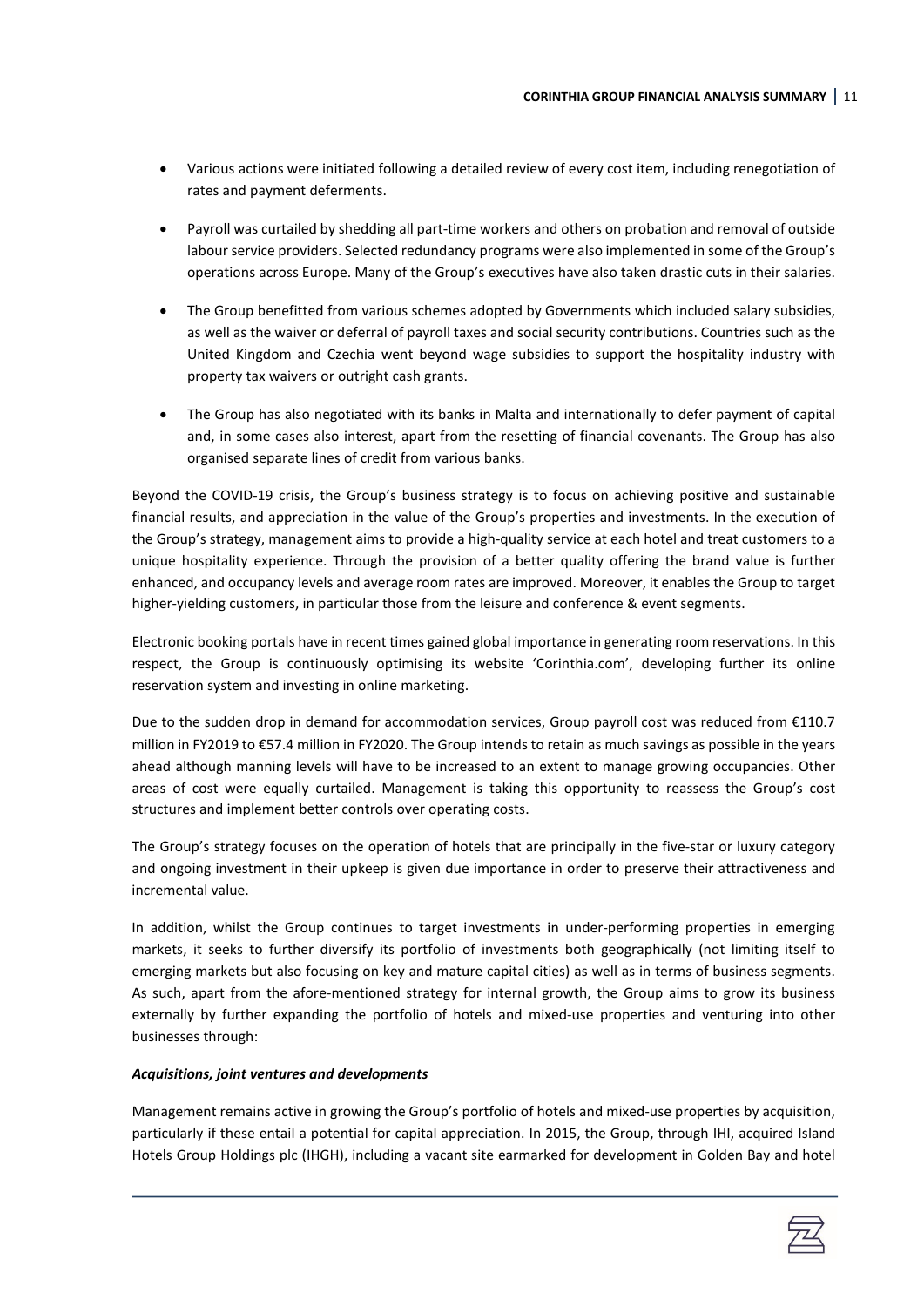- Various actions were initiated following a detailed review of every cost item, including renegotiation of rates and payment deferments.
- Payroll was curtailed by shedding all part-time workers and others on probation and removal of outside labour service providers. Selected redundancy programs were also implemented in some of the Group's operations across Europe. Many of the Group's executives have also taken drastic cuts in their salaries.
- The Group benefitted from various schemes adopted by Governments which included salary subsidies, as well as the waiver or deferral of payroll taxes and social security contributions. Countries such as the United Kingdom and Czechia went beyond wage subsidies to support the hospitality industry with property tax waivers or outright cash grants.
- The Group has also negotiated with its banks in Malta and internationally to defer payment of capital and, in some cases also interest, apart from the resetting of financial covenants. The Group has also organised separate lines of credit from various banks.

Beyond the COVID-19 crisis, the Group's business strategy is to focus on achieving positive and sustainable financial results, and appreciation in the value of the Group's properties and investments. In the execution of the Group's strategy, management aims to provide a high-quality service at each hotel and treat customers to a unique hospitality experience. Through the provision of a better quality offering the brand value is further enhanced, and occupancy levels and average room rates are improved. Moreover, it enables the Group to target higher-yielding customers, in particular those from the leisure and conference & event segments.

Electronic booking portals have in recent times gained global importance in generating room reservations. In this respect, the Group is continuously optimising its website 'Corinthia.com', developing further its online reservation system and investing in online marketing.

Due to the sudden drop in demand for accommodation services, Group payroll cost was reduced from €110.7 million in FY2019 to €57.4 million in FY2020. The Group intends to retain as much savings as possible in the years ahead although manning levels will have to be increased to an extent to manage growing occupancies. Other areas of cost were equally curtailed. Management is taking this opportunity to reassess the Group's cost structures and implement better controls over operating costs.

The Group's strategy focuses on the operation of hotels that are principally in the five-star or luxury category and ongoing investment in their upkeep is given due importance in order to preserve their attractiveness and incremental value.

In addition, whilst the Group continues to target investments in under-performing properties in emerging markets, it seeks to further diversify its portfolio of investments both geographically (not limiting itself to emerging markets but also focusing on key and mature capital cities) as well as in terms of business segments. As such, apart from the afore-mentioned strategy for internal growth, the Group aims to grow its business externally by further expanding the portfolio of hotels and mixed-use properties and venturing into other businesses through:

***Acquisitions, joint ventures and developments***

Management remains active in growing the Group's portfolio of hotels and mixed-use properties by acquisition, particularly if these entail a potential for capital appreciation. In 2015, the Group, through IHI, acquired Island Hotels Group Holdings plc (IHGH), including a vacant site earmarked for development in Golden Bay and hotel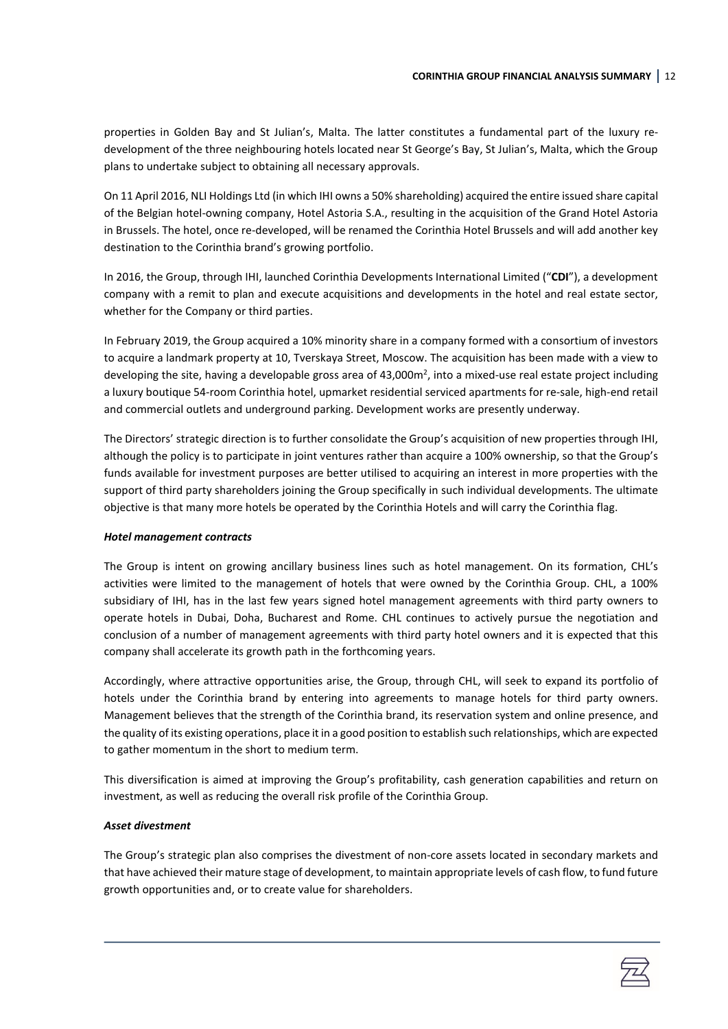properties in Golden Bay and St Julian's, Malta. The latter constitutes a fundamental part of the luxury re-development of the three neighbouring hotels located near St George's Bay, St Julian's, Malta, which the Group plans to undertake subject to obtaining all necessary approvals.

On 11 April 2016, NLI Holdings Ltd (in which IHI owns a 50% shareholding) acquired the entire issued share capital of the Belgian hotel-owning company, Hotel Astoria S.A., resulting in the acquisition of the Grand Hotel Astoria in Brussels. The hotel, once re-developed, will be renamed the Corinthia Hotel Brussels and will add another key destination to the Corinthia brand's growing portfolio.

In 2016, the Group, through IHI, launched Corinthia Developments International Limited ("**CDI**"), a development company with a remit to plan and execute acquisitions and developments in the hotel and real estate sector, whether for the Company or third parties.

In February 2019, the Group acquired a 10% minority share in a company formed with a consortium of investors to acquire a landmark property at 10, Tverskaya Street, Moscow. The acquisition has been made with a view to developing the site, having a developable gross area of 43,000m$^2$, into a mixed-use real estate project including a luxury boutique 54-room Corinthia hotel, upmarket residential serviced apartments for re-sale, high-end retail and commercial outlets and underground parking. Development works are presently underway.

The Directors' strategic direction is to further consolidate the Group's acquisition of new properties through IHI, although the policy is to participate in joint ventures rather than acquire a 100% ownership, so that the Group's funds available for investment purposes are better utilised to acquiring an interest in more properties with the support of third party shareholders joining the Group specifically in such individual developments. The ultimate objective is that many more hotels be operated by the Corinthia Hotels and will carry the Corinthia flag.

***Hotel management contracts***

The Group is intent on growing ancillary business lines such as hotel management. On its formation, CHL's activities were limited to the management of hotels that were owned by the Corinthia Group. CHL, a 100% subsidiary of IHI, has in the last few years signed hotel management agreements with third party owners to operate hotels in Dubai, Doha, Bucharest and Rome. CHL continues to actively pursue the negotiation and conclusion of a number of management agreements with third party hotel owners and it is expected that this company shall accelerate its growth path in the forthcoming years.

Accordingly, where attractive opportunities arise, the Group, through CHL, will seek to expand its portfolio of hotels under the Corinthia brand by entering into agreements to manage hotels for third party owners. Management believes that the strength of the Corinthia brand, its reservation system and online presence, and the quality of its existing operations, place it in a good position to establish such relationships, which are expected to gather momentum in the short to medium term.

This diversification is aimed at improving the Group's profitability, cash generation capabilities and return on investment, as well as reducing the overall risk profile of the Corinthia Group.

***Asset divestment***

The Group's strategic plan also comprises the divestment of non-core assets located in secondary markets and that have achieved their mature stage of development, to maintain appropriate levels of cash flow, to fund future growth opportunities and, or to create value for shareholders.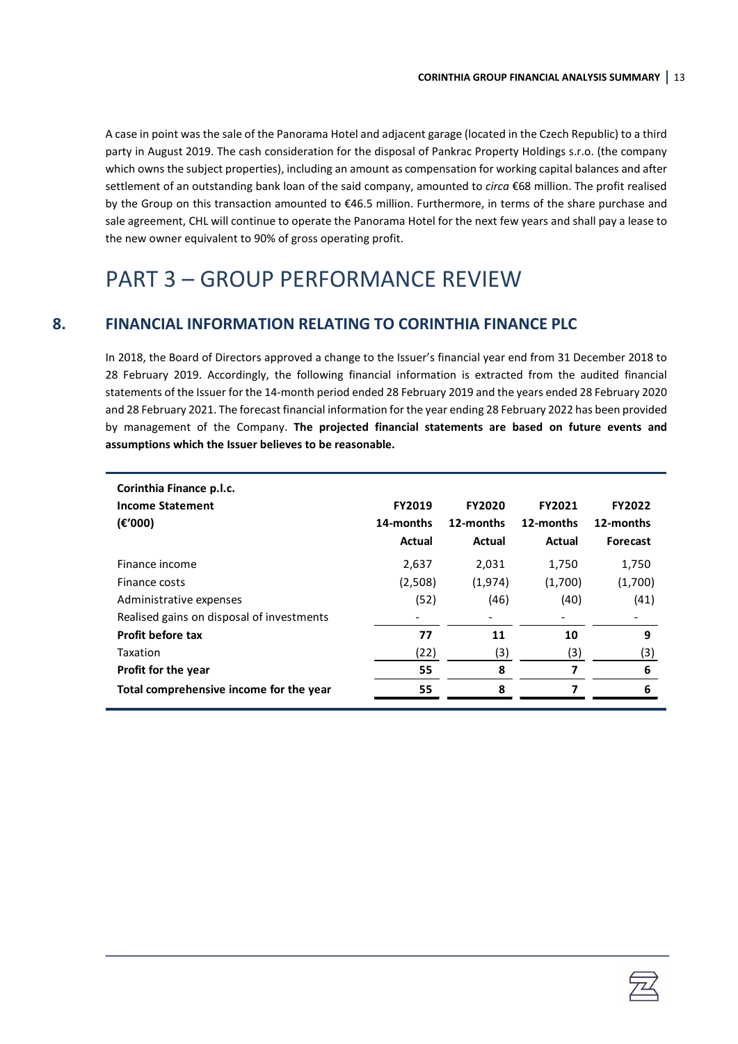A case in point was the sale of the Panorama Hotel and adjacent garage (located in the Czech Republic) to a third party in August 2019. The cash consideration for the disposal of Pankrac Property Holdings s.r.o. (the company which owns the subject properties), including an amount as compensation for working capital balances and after settlement of an outstanding bank loan of the said company, amounted to *circa* €68 million. The profit realised by the Group on this transaction amounted to €46.5 million. Furthermore, in terms of the share purchase and sale agreement, CHL will continue to operate the Panorama Hotel for the next few years and shall pay a lease to the new owner equivalent to 90% of gross operating profit.

# PART 3 – GROUP PERFORMANCE REVIEW

## 8. FINANCIAL INFORMATION RELATING TO CORINTHIA FINANCE PLC

In 2018, the Board of Directors approved a change to the Issuer's financial year end from 31 December 2018 to 28 February 2019. Accordingly, the following financial information is extracted from the audited financial statements of the Issuer for the 14-month period ended 28 February 2019 and the years ended 28 February 2020 and 28 February 2021. The forecast financial information for the year ending 28 February 2022 has been provided by management of the Company. **The projected financial statements are based on future events and assumptions which the Issuer believes to be reasonable.**

| **Corinthia Finance p.l.c.** **Income Statement** **(€'000)** | **FY2019** **14-months** **Actual** | **FY2020** **12-months** **Actual** | **FY2021** **12-months** **Actual** | **FY2022** **12-months** **Forecast** |
|---|---|---|---|---|
| Finance income | 2,637 | 2,031 | 1,750 | 1,750 |
| Finance costs | (2,508) | (1,974) | (1,700) | (1,700) |
| Administrative expenses | (52) | (46) | (40) | (41) |
| Realised gains on disposal of investments | - | - | - | - |
| **Profit before tax** | **77** | **11** | **10** | **9** |
| Taxation | (22) | (3) | (3) | (3) |
| **Profit for the year** | **55** | **8** | **7** | **6** |
| **Total comprehensive income for the year** | **55** | **8** | **7** | **6** |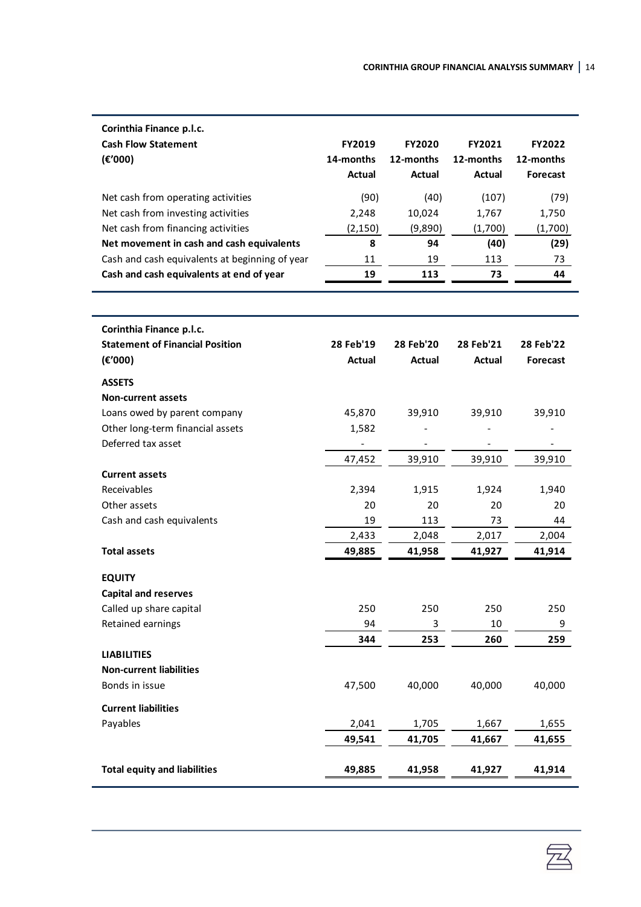| Corinthia Finance p.l.c. Cash Flow Statement (€'000) | FY2019 14-months Actual | FY2020 12-months Actual | FY2021 12-months Actual | FY2022 12-months Forecast |
|---|---|---|---|---|
| Net cash from operating activities | (90) | (40) | (107) | (79) |
| Net cash from investing activities | 2,248 | 10,024 | 1,767 | 1,750 |
| Net cash from financing activities | (2,150) | (9,890) | (1,700) | (1,700) |
| **Net movement in cash and cash equivalents** | **8** | **94** | **(40)** | **(29)** |
| Cash and cash equivalents at beginning of year | 11 | 19 | 113 | 73 |
| **Cash and cash equivalents at end of year** | **19** | **113** | **73** | **44** |

| Corinthia Finance p.l.c. Statement of Financial Position (€'000) | 28 Feb'19 Actual | 28 Feb'20 Actual | 28 Feb'21 Actual | 28 Feb'22 Forecast |
|---|---|---|---|---|
| **ASSETS** | | | | |
| **Non-current assets** | | | | |
| Loans owed by parent company | 45,870 | 39,910 | 39,910 | 39,910 |
| Other long-term financial assets | 1,582 | - | - | - |
| Deferred tax asset | - | - | - | - |
| | 47,452 | 39,910 | 39,910 | 39,910 |
| **Current assets** | | | | |
| Receivables | 2,394 | 1,915 | 1,924 | 1,940 |
| Other assets | 20 | 20 | 20 | 20 |
| Cash and cash equivalents | 19 | 113 | 73 | 44 |
| | 2,433 | 2,048 | 2,017 | 2,004 |
| **Total assets** | **49,885** | **41,958** | **41,927** | **41,914** |
| **EQUITY** | | | | |
| **Capital and reserves** | | | | |
| Called up share capital | 250 | 250 | 250 | 250 |
| Retained earnings | 94 | 3 | 10 | 9 |
| | **344** | **253** | **260** | **259** |
| **LIABILITIES** | | | | |
| **Non-current liabilities** | | | | |
| Bonds in issue | 47,500 | 40,000 | 40,000 | 40,000 |
| **Current liabilities** | | | | |
| Payables | 2,041 | 1,705 | 1,667 | 1,655 |
| | **49,541** | **41,705** | **41,667** | **41,655** |
| **Total equity and liabilities** | **49,885** | **41,958** | **41,927** | **41,914** |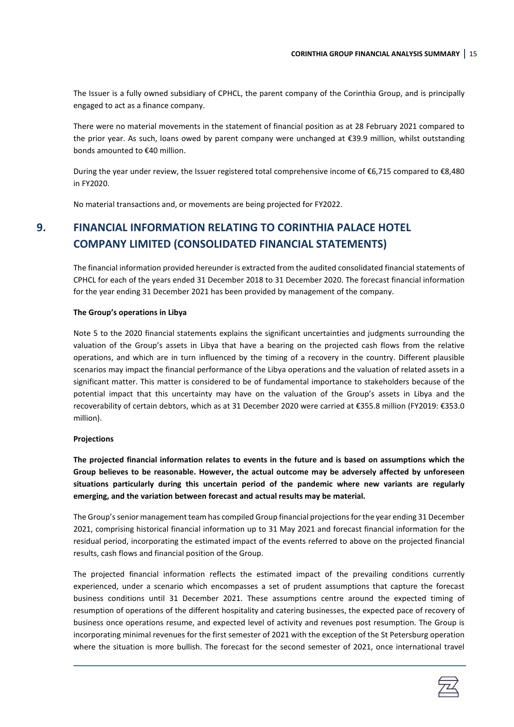The Issuer is a fully owned subsidiary of CPHCL, the parent company of the Corinthia Group, and is principally engaged to act as a finance company.

There were no material movements in the statement of financial position as at 28 February 2021 compared to the prior year. As such, loans owed by parent company were unchanged at €39.9 million, whilst outstanding bonds amounted to €40 million.

During the year under review, the Issuer registered total comprehensive income of €6,715 compared to €8,480 in FY2020.

No material transactions and, or movements are being projected for FY2022.

## 9. FINANCIAL INFORMATION RELATING TO CORINTHIA PALACE HOTEL COMPANY LIMITED (CONSOLIDATED FINANCIAL STATEMENTS)

The financial information provided hereunder is extracted from the audited consolidated financial statements of CPHCL for each of the years ended 31 December 2018 to 31 December 2020. The forecast financial information for the year ending 31 December 2021 has been provided by management of the company.

**The Group's operations in Libya**

Note 5 to the 2020 financial statements explains the significant uncertainties and judgments surrounding the valuation of the Group's assets in Libya that have a bearing on the projected cash flows from the relative operations, and which are in turn influenced by the timing of a recovery in the country. Different plausible scenarios may impact the financial performance of the Libya operations and the valuation of related assets in a significant matter. This matter is considered to be of fundamental importance to stakeholders because of the potential impact that this uncertainty may have on the valuation of the Group's assets in Libya and the recoverability of certain debtors, which as at 31 December 2020 were carried at €355.8 million (FY2019: €353.0 million).

**Projections**

**The projected financial information relates to events in the future and is based on assumptions which the Group believes to be reasonable. However, the actual outcome may be adversely affected by unforeseen situations particularly during this uncertain period of the pandemic where new variants are regularly emerging, and the variation between forecast and actual results may be material.**

The Group's senior management team has compiled Group financial projections for the year ending 31 December 2021, comprising historical financial information up to 31 May 2021 and forecast financial information for the residual period, incorporating the estimated impact of the events referred to above on the projected financial results, cash flows and financial position of the Group.

The projected financial information reflects the estimated impact of the prevailing conditions currently experienced, under a scenario which encompasses a set of prudent assumptions that capture the forecast business conditions until 31 December 2021. These assumptions centre around the expected timing of resumption of operations of the different hospitality and catering businesses, the expected pace of recovery of business once operations resume, and expected level of activity and revenues post resumption. The Group is incorporating minimal revenues for the first semester of 2021 with the exception of the St Petersburg operation where the situation is more bullish. The forecast for the second semester of 2021, once international travel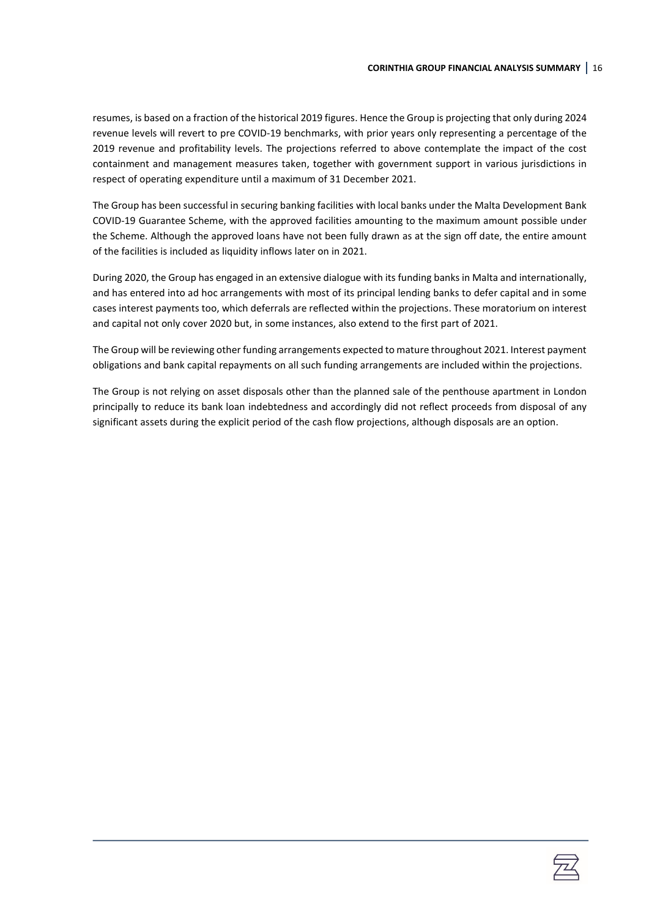resumes, is based on a fraction of the historical 2019 figures. Hence the Group is projecting that only during 2024 revenue levels will revert to pre COVID-19 benchmarks, with prior years only representing a percentage of the 2019 revenue and profitability levels. The projections referred to above contemplate the impact of the cost containment and management measures taken, together with government support in various jurisdictions in respect of operating expenditure until a maximum of 31 December 2021.

The Group has been successful in securing banking facilities with local banks under the Malta Development Bank COVID-19 Guarantee Scheme, with the approved facilities amounting to the maximum amount possible under the Scheme. Although the approved loans have not been fully drawn as at the sign off date, the entire amount of the facilities is included as liquidity inflows later on in 2021.

During 2020, the Group has engaged in an extensive dialogue with its funding banks in Malta and internationally, and has entered into ad hoc arrangements with most of its principal lending banks to defer capital and in some cases interest payments too, which deferrals are reflected within the projections. These moratorium on interest and capital not only cover 2020 but, in some instances, also extend to the first part of 2021.

The Group will be reviewing other funding arrangements expected to mature throughout 2021. Interest payment obligations and bank capital repayments on all such funding arrangements are included within the projections.

The Group is not relying on asset disposals other than the planned sale of the penthouse apartment in London principally to reduce its bank loan indebtedness and accordingly did not reflect proceeds from disposal of any significant assets during the explicit period of the cash flow projections, although disposals are an option.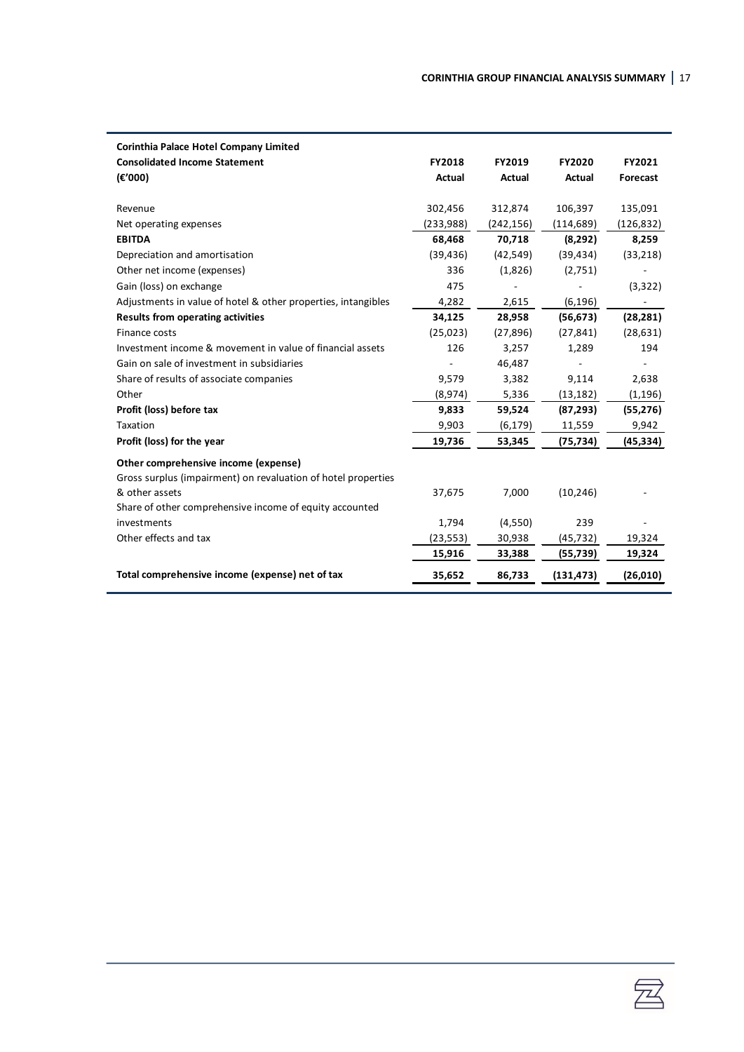| Corinthia Palace Hotel Company Limited<br>Consolidated Income Statement<br>(€'000) | FY2018<br>Actual | FY2019<br>Actual | FY2020<br>Actual | FY2021<br>Forecast |
|---|---|---|---|---|
| Revenue | 302,456 | 312,874 | 106,397 | 135,091 |
| Net operating expenses | (233,988) | (242,156) | (114,689) | (126,832) |
| **EBITDA** | **68,468** | **70,718** | **(8,292)** | **8,259** |
| Depreciation and amortisation | (39,436) | (42,549) | (39,434) | (33,218) |
| Other net income (expenses) | 336 | (1,826) | (2,751) | - |
| Gain (loss) on exchange | 475 | - | - | (3,322) |
| Adjustments in value of hotel & other properties, intangibles | 4,282 | 2,615 | (6,196) | - |
| **Results from operating activities** | **34,125** | **28,958** | **(56,673)** | **(28,281)** |
| Finance costs | (25,023) | (27,896) | (27,841) | (28,631) |
| Investment income & movement in value of financial assets | 126 | 3,257 | 1,289 | 194 |
| Gain on sale of investment in subsidiaries | - | 46,487 | - | - |
| Share of results of associate companies | 9,579 | 3,382 | 9,114 | 2,638 |
| Other | (8,974) | 5,336 | (13,182) | (1,196) |
| **Profit (loss) before tax** | **9,833** | **59,524** | **(87,293)** | **(55,276)** |
| Taxation | 9,903 | (6,179) | 11,559 | 9,942 |
| **Profit (loss) for the year** | **19,736** | **53,345** | **(75,734)** | **(45,334)** |
| **Other comprehensive income (expense)** | | | | |
| Gross surplus (impairment) on revaluation of hotel properties & other assets | 37,675 | 7,000 | (10,246) | - |
| Share of other comprehensive income of equity accounted investments | 1,794 | (4,550) | 239 | - |
| Other effects and tax | (23,553) | 30,938 | (45,732) | 19,324 |
| | **15,916** | **33,388** | **(55,739)** | **19,324** |
| **Total comprehensive income (expense) net of tax** | **35,652** | **86,733** | **(131,473)** | **(26,010)** |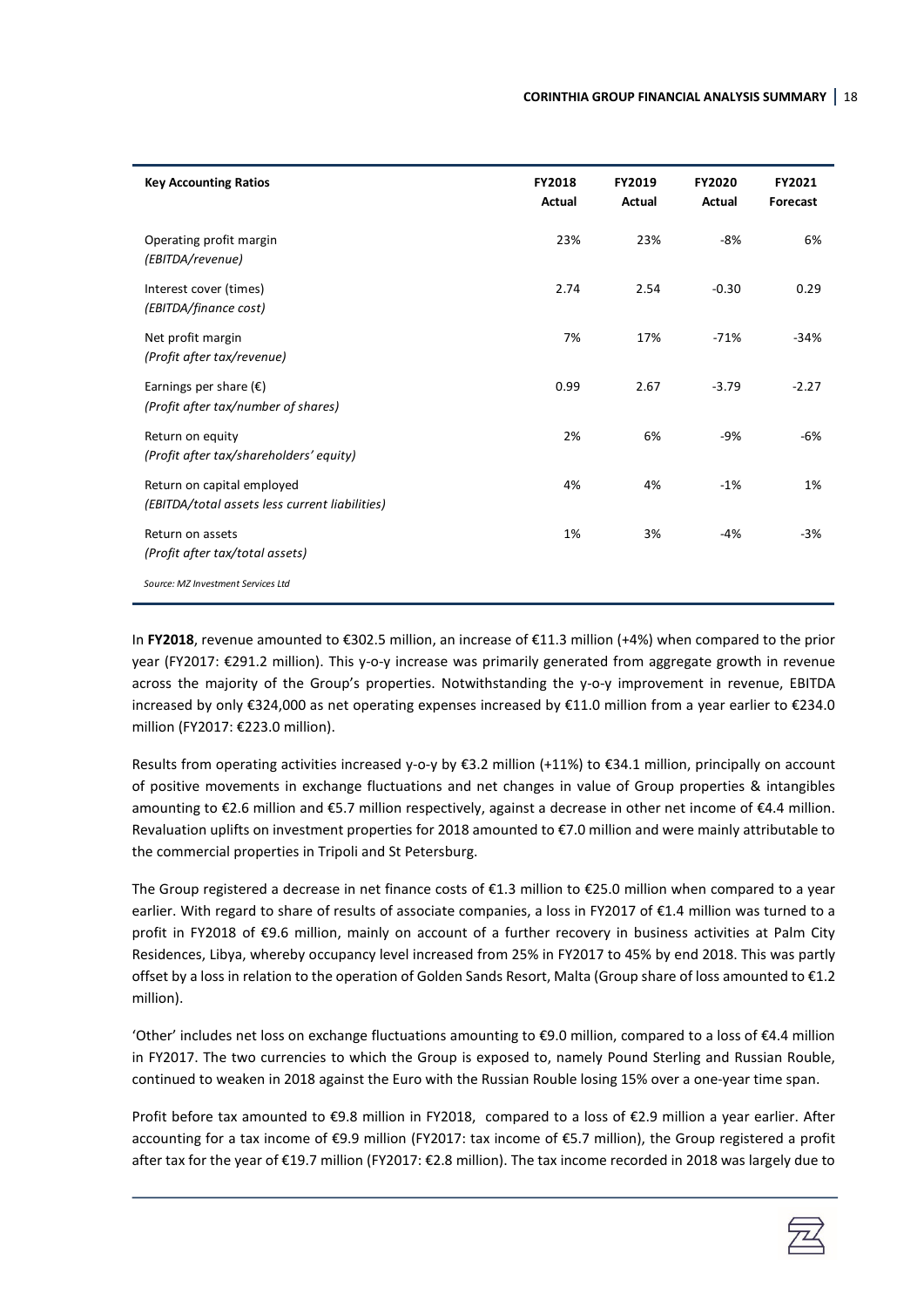| Key Accounting Ratios | FY2018 Actual | FY2019 Actual | FY2020 Actual | FY2021 Forecast |
|---|---|---|---|---|
| Operating profit margin *(EBITDA/revenue)* | 23% | 23% | -8% | 6% |
| Interest cover (times) *(EBITDA/finance cost)* | 2.74 | 2.54 | -0.30 | 0.29 |
| Net profit margin *(Profit after tax/revenue)* | 7% | 17% | -71% | -34% |
| Earnings per share (€) *(Profit after tax/number of shares)* | 0.99 | 2.67 | -3.79 | -2.27 |
| Return on equity *(Profit after tax/shareholders' equity)* | 2% | 6% | -9% | -6% |
| Return on capital employed *(EBITDA/total assets less current liabilities)* | 4% | 4% | -1% | 1% |
| Return on assets *(Profit after tax/total assets)* | 1% | 3% | -4% | -3% |

*Source: MZ Investment Services Ltd*

In **FY2018**, revenue amounted to €302.5 million, an increase of €11.3 million (+4%) when compared to the prior year (FY2017: €291.2 million). This y-o-y increase was primarily generated from aggregate growth in revenue across the majority of the Group's properties. Notwithstanding the y-o-y improvement in revenue, EBITDA increased by only €324,000 as net operating expenses increased by €11.0 million from a year earlier to €234.0 million (FY2017: €223.0 million).

Results from operating activities increased y-o-y by €3.2 million (+11%) to €34.1 million, principally on account of positive movements in exchange fluctuations and net changes in value of Group properties & intangibles amounting to €2.6 million and €5.7 million respectively, against a decrease in other net income of €4.4 million. Revaluation uplifts on investment properties for 2018 amounted to €7.0 million and were mainly attributable to the commercial properties in Tripoli and St Petersburg.

The Group registered a decrease in net finance costs of €1.3 million to €25.0 million when compared to a year earlier. With regard to share of results of associate companies, a loss in FY2017 of €1.4 million was turned to a profit in FY2018 of €9.6 million, mainly on account of a further recovery in business activities at Palm City Residences, Libya, whereby occupancy level increased from 25% in FY2017 to 45% by end 2018. This was partly offset by a loss in relation to the operation of Golden Sands Resort, Malta (Group share of loss amounted to €1.2 million).

'Other' includes net loss on exchange fluctuations amounting to €9.0 million, compared to a loss of €4.4 million in FY2017. The two currencies to which the Group is exposed to, namely Pound Sterling and Russian Rouble, continued to weaken in 2018 against the Euro with the Russian Rouble losing 15% over a one-year time span.

Profit before tax amounted to €9.8 million in FY2018, compared to a loss of €2.9 million a year earlier. After accounting for a tax income of €9.9 million (FY2017: tax income of €5.7 million), the Group registered a profit after tax for the year of €19.7 million (FY2017: €2.8 million). The tax income recorded in 2018 was largely due to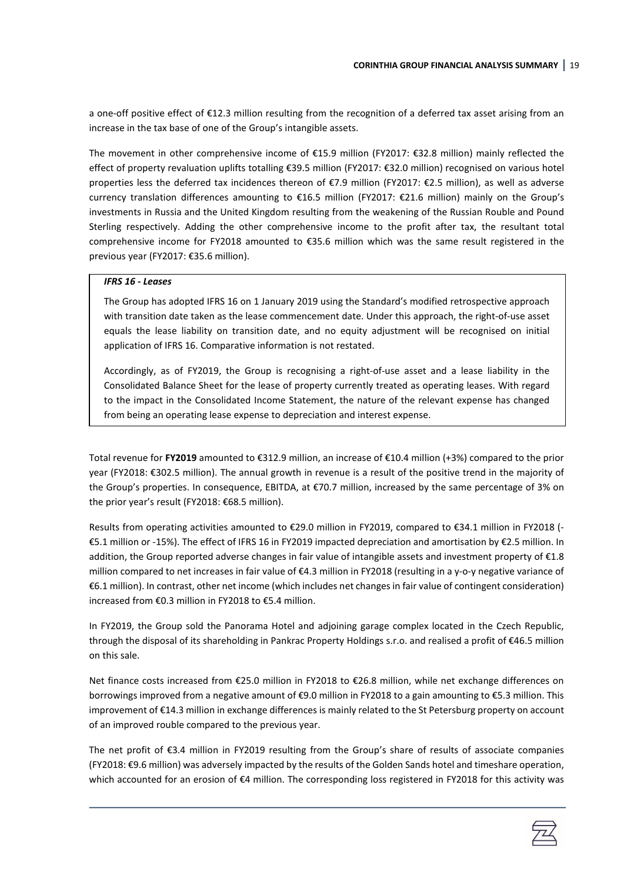a one-off positive effect of €12.3 million resulting from the recognition of a deferred tax asset arising from an increase in the tax base of one of the Group's intangible assets.

The movement in other comprehensive income of €15.9 million (FY2017: €32.8 million) mainly reflected the effect of property revaluation uplifts totalling €39.5 million (FY2017: €32.0 million) recognised on various hotel properties less the deferred tax incidences thereon of €7.9 million (FY2017: €2.5 million), as well as adverse currency translation differences amounting to €16.5 million (FY2017: €21.6 million) mainly on the Group's investments in Russia and the United Kingdom resulting from the weakening of the Russian Rouble and Pound Sterling respectively. Adding the other comprehensive income to the profit after tax, the resultant total comprehensive income for FY2018 amounted to €35.6 million which was the same result registered in the previous year (FY2017: €35.6 million).

> ***IFRS 16 - Leases***
>
> The Group has adopted IFRS 16 on 1 January 2019 using the Standard's modified retrospective approach with transition date taken as the lease commencement date. Under this approach, the right-of-use asset equals the lease liability on transition date, and no equity adjustment will be recognised on initial application of IFRS 16. Comparative information is not restated.
>
> Accordingly, as of FY2019, the Group is recognising a right-of-use asset and a lease liability in the Consolidated Balance Sheet for the lease of property currently treated as operating leases. With regard to the impact in the Consolidated Income Statement, the nature of the relevant expense has changed from being an operating lease expense to depreciation and interest expense.

Total revenue for **FY2019** amounted to €312.9 million, an increase of €10.4 million (+3%) compared to the prior year (FY2018: €302.5 million). The annual growth in revenue is a result of the positive trend in the majority of the Group's properties. In consequence, EBITDA, at €70.7 million, increased by the same percentage of 3% on the prior year's result (FY2018: €68.5 million).

Results from operating activities amounted to €29.0 million in FY2019, compared to €34.1 million in FY2018 (-€5.1 million or -15%). The effect of IFRS 16 in FY2019 impacted depreciation and amortisation by €2.5 million. In addition, the Group reported adverse changes in fair value of intangible assets and investment property of €1.8 million compared to net increases in fair value of €4.3 million in FY2018 (resulting in a y-o-y negative variance of €6.1 million). In contrast, other net income (which includes net changes in fair value of contingent consideration) increased from €0.3 million in FY2018 to €5.4 million.

In FY2019, the Group sold the Panorama Hotel and adjoining garage complex located in the Czech Republic, through the disposal of its shareholding in Pankrac Property Holdings s.r.o. and realised a profit of €46.5 million on this sale.

Net finance costs increased from €25.0 million in FY2018 to €26.8 million, while net exchange differences on borrowings improved from a negative amount of €9.0 million in FY2018 to a gain amounting to €5.3 million. This improvement of €14.3 million in exchange differences is mainly related to the St Petersburg property on account of an improved rouble compared to the previous year.

The net profit of €3.4 million in FY2019 resulting from the Group's share of results of associate companies (FY2018: €9.6 million) was adversely impacted by the results of the Golden Sands hotel and timeshare operation, which accounted for an erosion of €4 million. The corresponding loss registered in FY2018 for this activity was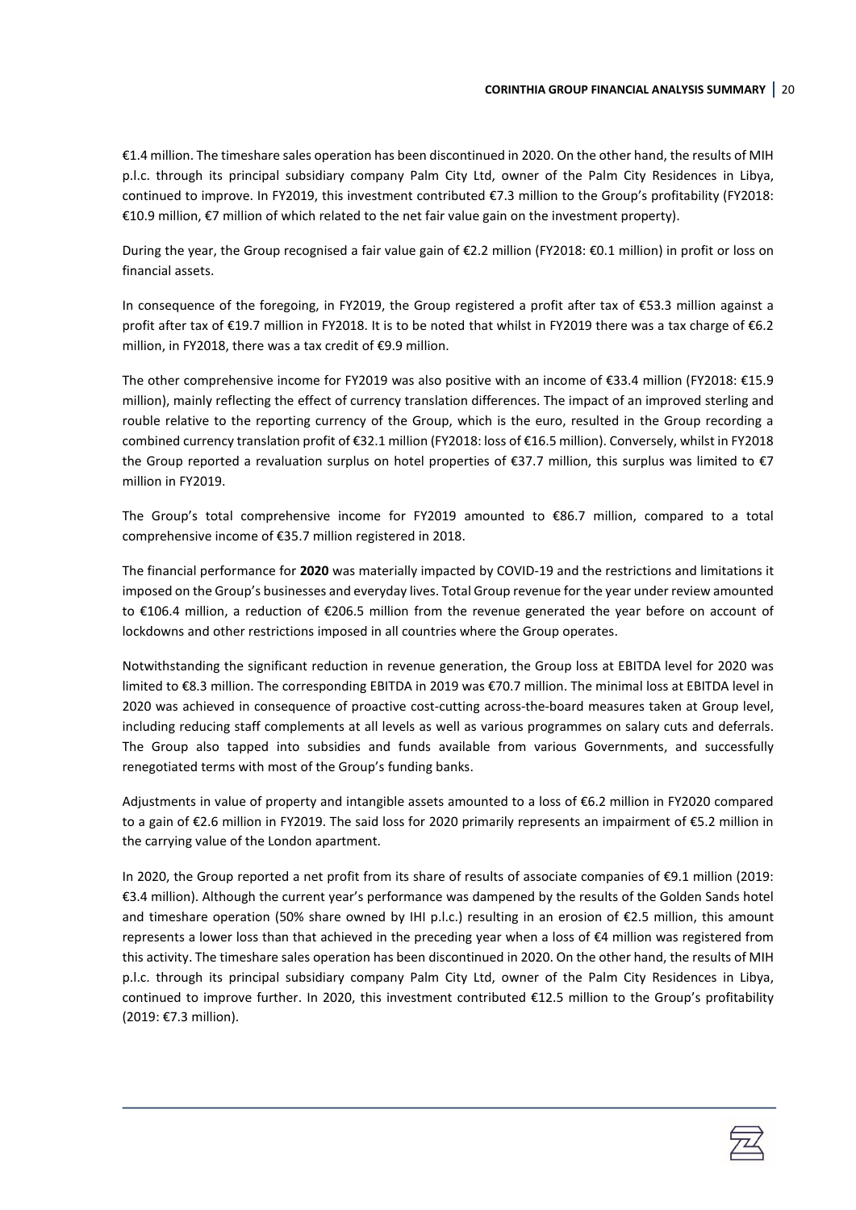€1.4 million. The timeshare sales operation has been discontinued in 2020. On the other hand, the results of MIH p.l.c. through its principal subsidiary company Palm City Ltd, owner of the Palm City Residences in Libya, continued to improve. In FY2019, this investment contributed €7.3 million to the Group's profitability (FY2018: €10.9 million, €7 million of which related to the net fair value gain on the investment property).

During the year, the Group recognised a fair value gain of €2.2 million (FY2018: €0.1 million) in profit or loss on financial assets.

In consequence of the foregoing, in FY2019, the Group registered a profit after tax of €53.3 million against a profit after tax of €19.7 million in FY2018. It is to be noted that whilst in FY2019 there was a tax charge of €6.2 million, in FY2018, there was a tax credit of €9.9 million.

The other comprehensive income for FY2019 was also positive with an income of €33.4 million (FY2018: €15.9 million), mainly reflecting the effect of currency translation differences. The impact of an improved sterling and rouble relative to the reporting currency of the Group, which is the euro, resulted in the Group recording a combined currency translation profit of €32.1 million (FY2018: loss of €16.5 million). Conversely, whilst in FY2018 the Group reported a revaluation surplus on hotel properties of €37.7 million, this surplus was limited to €7 million in FY2019.

The Group's total comprehensive income for FY2019 amounted to €86.7 million, compared to a total comprehensive income of €35.7 million registered in 2018.

The financial performance for **2020** was materially impacted by COVID-19 and the restrictions and limitations it imposed on the Group's businesses and everyday lives. Total Group revenue for the year under review amounted to €106.4 million, a reduction of €206.5 million from the revenue generated the year before on account of lockdowns and other restrictions imposed in all countries where the Group operates.

Notwithstanding the significant reduction in revenue generation, the Group loss at EBITDA level for 2020 was limited to €8.3 million. The corresponding EBITDA in 2019 was €70.7 million. The minimal loss at EBITDA level in 2020 was achieved in consequence of proactive cost-cutting across-the-board measures taken at Group level, including reducing staff complements at all levels as well as various programmes on salary cuts and deferrals. The Group also tapped into subsidies and funds available from various Governments, and successfully renegotiated terms with most of the Group's funding banks.

Adjustments in value of property and intangible assets amounted to a loss of €6.2 million in FY2020 compared to a gain of €2.6 million in FY2019. The said loss for 2020 primarily represents an impairment of €5.2 million in the carrying value of the London apartment.

In 2020, the Group reported a net profit from its share of results of associate companies of €9.1 million (2019: €3.4 million). Although the current year's performance was dampened by the results of the Golden Sands hotel and timeshare operation (50% share owned by IHI p.l.c.) resulting in an erosion of €2.5 million, this amount represents a lower loss than that achieved in the preceding year when a loss of €4 million was registered from this activity. The timeshare sales operation has been discontinued in 2020. On the other hand, the results of MIH p.l.c. through its principal subsidiary company Palm City Ltd, owner of the Palm City Residences in Libya, continued to improve further. In 2020, this investment contributed €12.5 million to the Group's profitability (2019: €7.3 million).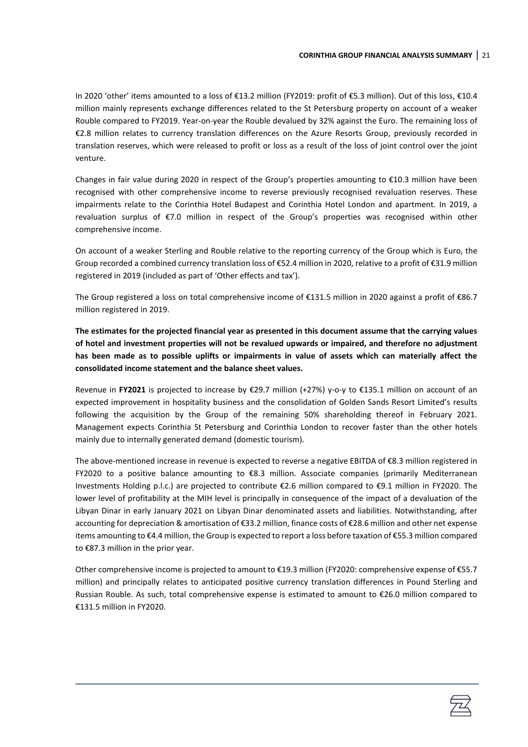In 2020 'other' items amounted to a loss of €13.2 million (FY2019: profit of €5.3 million). Out of this loss, €10.4 million mainly represents exchange differences related to the St Petersburg property on account of a weaker Rouble compared to FY2019. Year-on-year the Rouble devalued by 32% against the Euro. The remaining loss of €2.8 million relates to currency translation differences on the Azure Resorts Group, previously recorded in translation reserves, which were released to profit or loss as a result of the loss of joint control over the joint venture.

Changes in fair value during 2020 in respect of the Group's properties amounting to €10.3 million have been recognised with other comprehensive income to reverse previously recognised revaluation reserves. These impairments relate to the Corinthia Hotel Budapest and Corinthia Hotel London and apartment. In 2019, a revaluation surplus of €7.0 million in respect of the Group's properties was recognised within other comprehensive income.

On account of a weaker Sterling and Rouble relative to the reporting currency of the Group which is Euro, the Group recorded a combined currency translation loss of €52.4 million in 2020, relative to a profit of €31.9 million registered in 2019 (included as part of 'Other effects and tax').

The Group registered a loss on total comprehensive income of €131.5 million in 2020 against a profit of €86.7 million registered in 2019.

**The estimates for the projected financial year as presented in this document assume that the carrying values of hotel and investment properties will not be revalued upwards or impaired, and therefore no adjustment has been made as to possible uplifts or impairments in value of assets which can materially affect the consolidated income statement and the balance sheet values.**

Revenue in **FY2021** is projected to increase by €29.7 million (+27%) y-o-y to €135.1 million on account of an expected improvement in hospitality business and the consolidation of Golden Sands Resort Limited's results following the acquisition by the Group of the remaining 50% shareholding thereof in February 2021. Management expects Corinthia St Petersburg and Corinthia London to recover faster than the other hotels mainly due to internally generated demand (domestic tourism).

The above-mentioned increase in revenue is expected to reverse a negative EBITDA of €8.3 million registered in FY2020 to a positive balance amounting to €8.3 million. Associate companies (primarily Mediterranean Investments Holding p.l.c.) are projected to contribute €2.6 million compared to €9.1 million in FY2020. The lower level of profitability at the MIH level is principally in consequence of the impact of a devaluation of the Libyan Dinar in early January 2021 on Libyan Dinar denominated assets and liabilities. Notwithstanding, after accounting for depreciation & amortisation of €33.2 million, finance costs of €28.6 million and other net expense items amounting to €4.4 million, the Group is expected to report a loss before taxation of €55.3 million compared to €87.3 million in the prior year.

Other comprehensive income is projected to amount to €19.3 million (FY2020: comprehensive expense of €55.7 million) and principally relates to anticipated positive currency translation differences in Pound Sterling and Russian Rouble. As such, total comprehensive expense is estimated to amount to €26.0 million compared to €131.5 million in FY2020.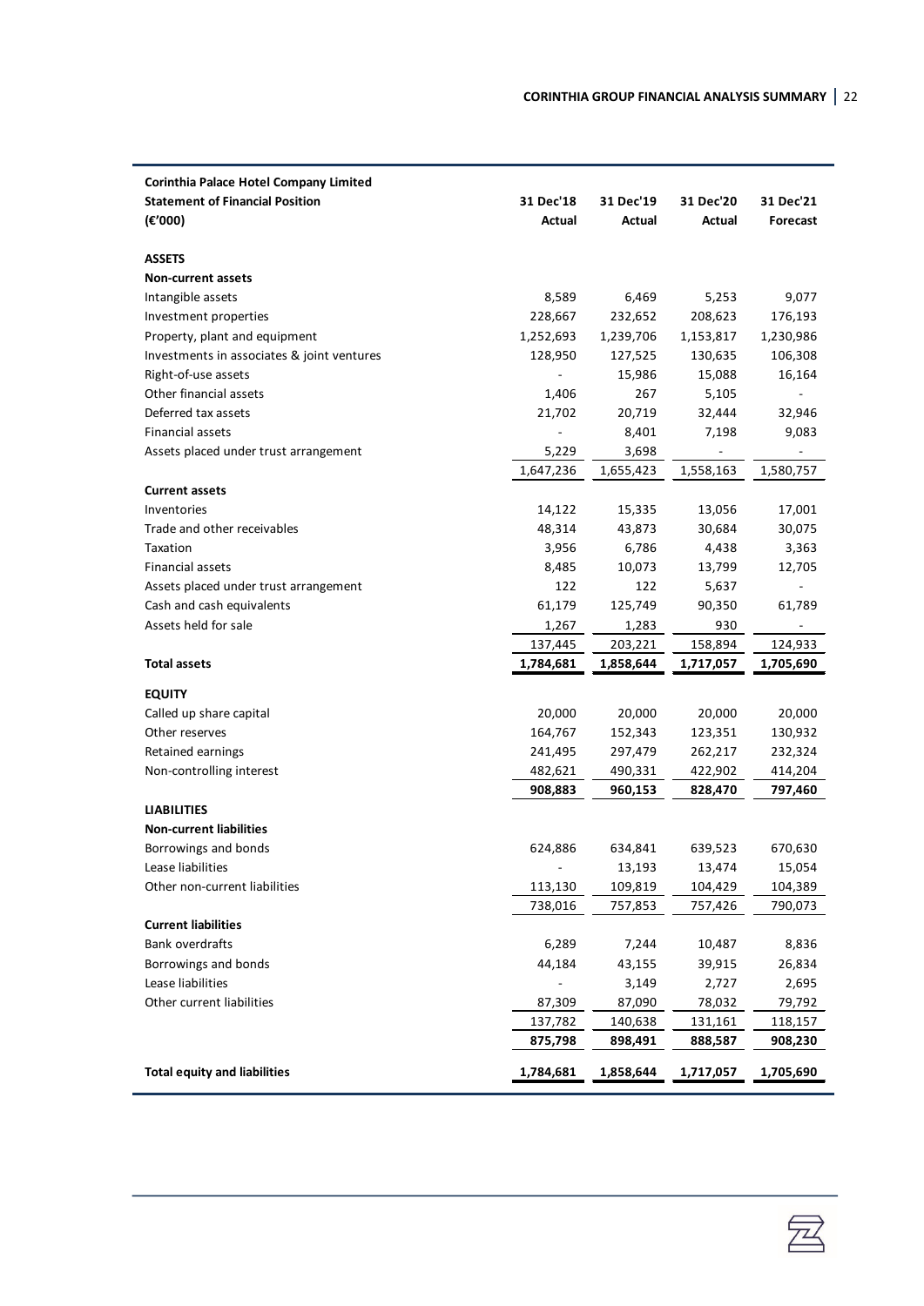| Corinthia Palace Hotel Company Limited<br>Statement of Financial Position<br>(€'000) | 31 Dec'18<br>Actual | 31 Dec'19<br>Actual | 31 Dec'20<br>Actual | 31 Dec'21<br>Forecast |
|---|---|---|---|---|
| **ASSETS** | | | | |
| **Non-current assets** | | | | |
| Intangible assets | 8,589 | 6,469 | 5,253 | 9,077 |
| Investment properties | 228,667 | 232,652 | 208,623 | 176,193 |
| Property, plant and equipment | 1,252,693 | 1,239,706 | 1,153,817 | 1,230,986 |
| Investments in associates & joint ventures | 128,950 | 127,525 | 130,635 | 106,308 |
| Right-of-use assets | - | 15,986 | 15,088 | 16,164 |
| Other financial assets | 1,406 | 267 | 5,105 | - |
| Deferred tax assets | 21,702 | 20,719 | 32,444 | 32,946 |
| Financial assets | - | 8,401 | 7,198 | 9,083 |
| Assets placed under trust arrangement | 5,229 | 3,698 | - | - |
| | 1,647,236 | 1,655,423 | 1,558,163 | 1,580,757 |
| **Current assets** | | | | |
| Inventories | 14,122 | 15,335 | 13,056 | 17,001 |
| Trade and other receivables | 48,314 | 43,873 | 30,684 | 30,075 |
| Taxation | 3,956 | 6,786 | 4,438 | 3,363 |
| Financial assets | 8,485 | 10,073 | 13,799 | 12,705 |
| Assets placed under trust arrangement | 122 | 122 | 5,637 | - |
| Cash and cash equivalents | 61,179 | 125,749 | 90,350 | 61,789 |
| Assets held for sale | 1,267 | 1,283 | 930 | - |
| | 137,445 | 203,221 | 158,894 | 124,933 |
| **Total assets** | **1,784,681** | **1,858,644** | **1,717,057** | **1,705,690** |
| **EQUITY** | | | | |
| Called up share capital | 20,000 | 20,000 | 20,000 | 20,000 |
| Other reserves | 164,767 | 152,343 | 123,351 | 130,932 |
| Retained earnings | 241,495 | 297,479 | 262,217 | 232,324 |
| Non-controlling interest | 482,621 | 490,331 | 422,902 | 414,204 |
| | **908,883** | **960,153** | **828,470** | **797,460** |
| **LIABILITIES** | | | | |
| **Non-current liabilities** | | | | |
| Borrowings and bonds | 624,886 | 634,841 | 639,523 | 670,630 |
| Lease liabilities | - | 13,193 | 13,474 | 15,054 |
| Other non-current liabilities | 113,130 | 109,819 | 104,429 | 104,389 |
| | 738,016 | 757,853 | 757,426 | 790,073 |
| **Current liabilities** | | | | |
| Bank overdrafts | 6,289 | 7,244 | 10,487 | 8,836 |
| Borrowings and bonds | 44,184 | 43,155 | 39,915 | 26,834 |
| Lease liabilities | - | 3,149 | 2,727 | 2,695 |
| Other current liabilities | 87,309 | 87,090 | 78,032 | 79,792 |
| | 137,782 | 140,638 | 131,161 | 118,157 |
| | **875,798** | **898,491** | **888,587** | **908,230** |
| **Total equity and liabilities** | **1,784,681** | **1,858,644** | **1,717,057** | **1,705,690** |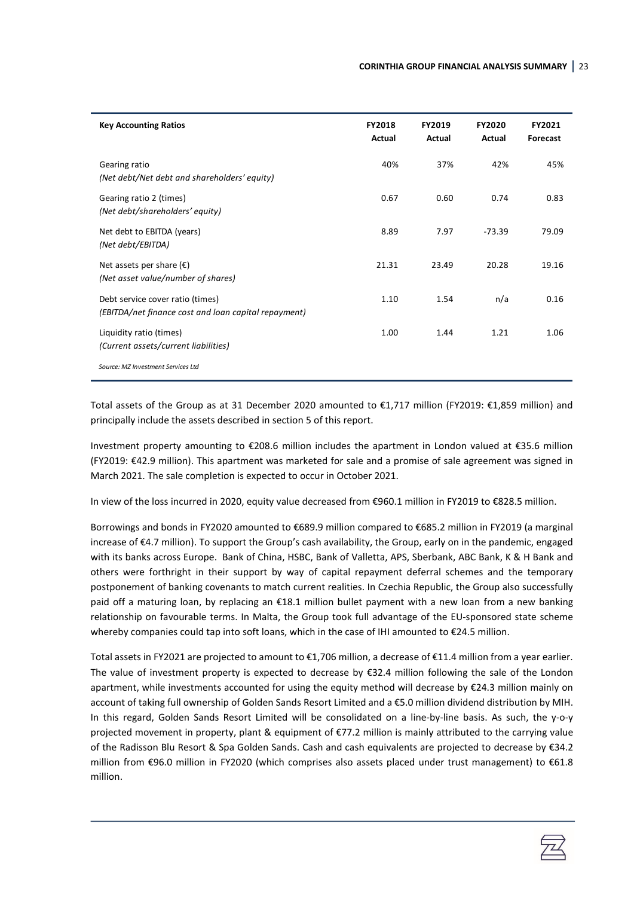| Key Accounting Ratios | FY2018 Actual | FY2019 Actual | FY2020 Actual | FY2021 Forecast |
|---|---|---|---|---|
| Gearing ratio<br>*(Net debt/Net debt and shareholders' equity)* | 40% | 37% | 42% | 45% |
| Gearing ratio 2 (times)<br>*(Net debt/shareholders' equity)* | 0.67 | 0.60 | 0.74 | 0.83 |
| Net debt to EBITDA (years)<br>*(Net debt/EBITDA)* | 8.89 | 7.97 | -73.39 | 79.09 |
| Net assets per share (€)<br>*(Net asset value/number of shares)* | 21.31 | 23.49 | 20.28 | 19.16 |
| Debt service cover ratio (times)<br>*(EBITDA/net finance cost and loan capital repayment)* | 1.10 | 1.54 | n/a | 0.16 |
| Liquidity ratio (times)<br>*(Current assets/current liabilities)* | 1.00 | 1.44 | 1.21 | 1.06 |

*Source: MZ Investment Services Ltd*

Total assets of the Group as at 31 December 2020 amounted to €1,717 million (FY2019: €1,859 million) and principally include the assets described in section 5 of this report.

Investment property amounting to €208.6 million includes the apartment in London valued at €35.6 million (FY2019: €42.9 million). This apartment was marketed for sale and a promise of sale agreement was signed in March 2021. The sale completion is expected to occur in October 2021.

In view of the loss incurred in 2020, equity value decreased from €960.1 million in FY2019 to €828.5 million.

Borrowings and bonds in FY2020 amounted to €689.9 million compared to €685.2 million in FY2019 (a marginal increase of €4.7 million). To support the Group's cash availability, the Group, early on in the pandemic, engaged with its banks across Europe. Bank of China, HSBC, Bank of Valletta, APS, Sberbank, ABC Bank, K & H Bank and others were forthright in their support by way of capital repayment deferral schemes and the temporary postponement of banking covenants to match current realities. In Czechia Republic, the Group also successfully paid off a maturing loan, by replacing an €18.1 million bullet payment with a new loan from a new banking relationship on favourable terms. In Malta, the Group took full advantage of the EU-sponsored state scheme whereby companies could tap into soft loans, which in the case of IHI amounted to €24.5 million.

Total assets in FY2021 are projected to amount to €1,706 million, a decrease of €11.4 million from a year earlier. The value of investment property is expected to decrease by €32.4 million following the sale of the London apartment, while investments accounted for using the equity method will decrease by €24.3 million mainly on account of taking full ownership of Golden Sands Resort Limited and a €5.0 million dividend distribution by MIH. In this regard, Golden Sands Resort Limited will be consolidated on a line-by-line basis. As such, the y-o-y projected movement in property, plant & equipment of €77.2 million is mainly attributed to the carrying value of the Radisson Blu Resort & Spa Golden Sands. Cash and cash equivalents are projected to decrease by €34.2 million from €96.0 million in FY2020 (which comprises also assets placed under trust management) to €61.8 million.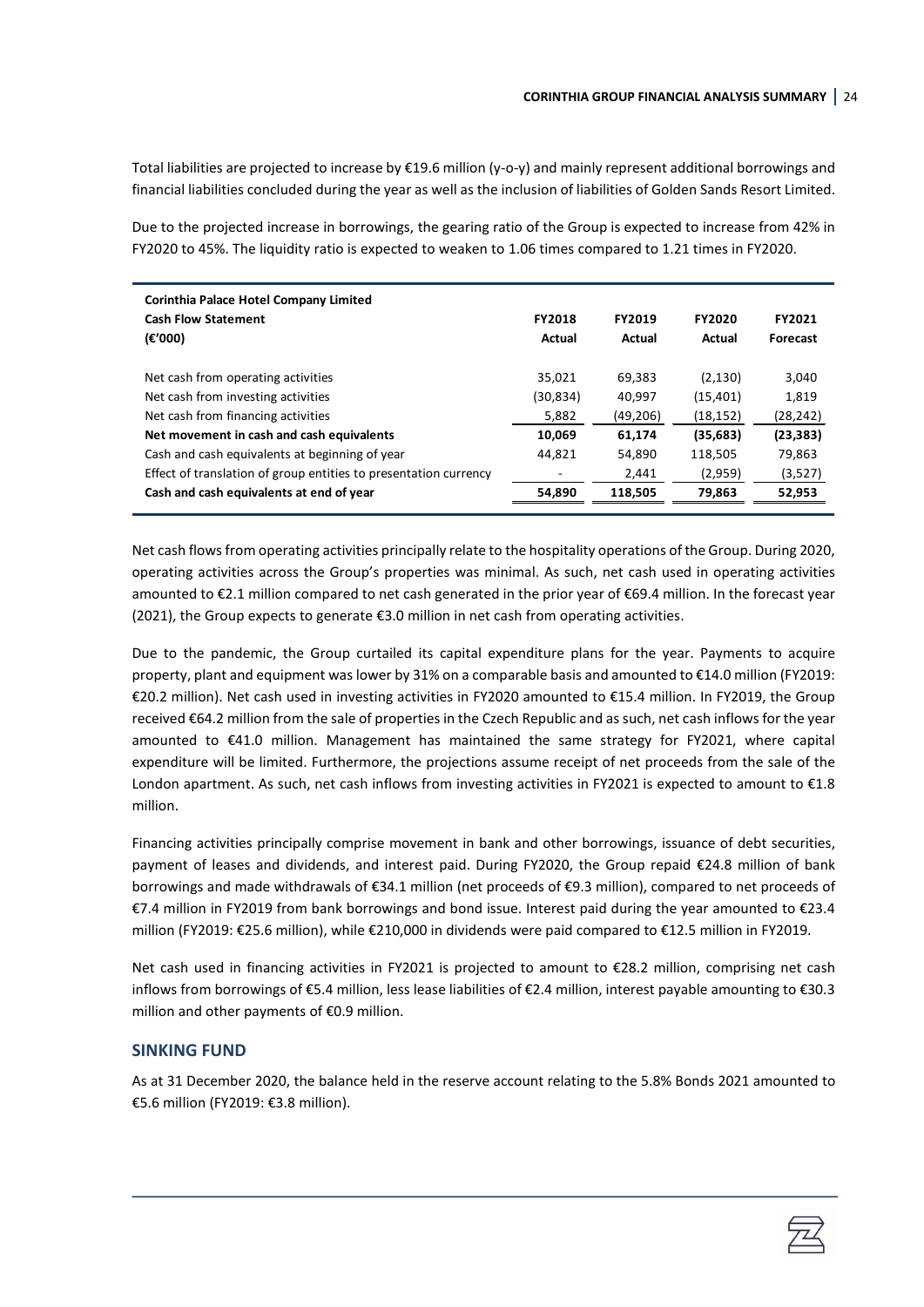Total liabilities are projected to increase by €19.6 million (y-o-y) and mainly represent additional borrowings and financial liabilities concluded during the year as well as the inclusion of liabilities of Golden Sands Resort Limited.

Due to the projected increase in borrowings, the gearing ratio of the Group is expected to increase from 42% in FY2020 to 45%. The liquidity ratio is expected to weaken to 1.06 times compared to 1.21 times in FY2020.

| **Corinthia Palace Hotel Company Limited Cash Flow Statement (€'000)** | **FY2018 Actual** | **FY2019 Actual** | **FY2020 Actual** | **FY2021 Forecast** |
|---|---|---|---|---|
| Net cash from operating activities | 35,021 | 69,383 | (2,130) | 3,040 |
| Net cash from investing activities | (30,834) | 40,997 | (15,401) | 1,819 |
| Net cash from financing activities | 5,882 | (49,206) | (18,152) | (28,242) |
| **Net movement in cash and cash equivalents** | **10,069** | **61,174** | **(35,683)** | **(23,383)** |
| Cash and cash equivalents at beginning of year | 44,821 | 54,890 | 118,505 | 79,863 |
| Effect of translation of group entities to presentation currency | - | 2,441 | (2,959) | (3,527) |
| **Cash and cash equivalents at end of year** | **54,890** | **118,505** | **79,863** | **52,953** |

Net cash flows from operating activities principally relate to the hospitality operations of the Group. During 2020, operating activities across the Group's properties was minimal. As such, net cash used in operating activities amounted to €2.1 million compared to net cash generated in the prior year of €69.4 million. In the forecast year (2021), the Group expects to generate €3.0 million in net cash from operating activities.

Due to the pandemic, the Group curtailed its capital expenditure plans for the year. Payments to acquire property, plant and equipment was lower by 31% on a comparable basis and amounted to €14.0 million (FY2019: €20.2 million). Net cash used in investing activities in FY2020 amounted to €15.4 million. In FY2019, the Group received €64.2 million from the sale of properties in the Czech Republic and as such, net cash inflows for the year amounted to €41.0 million. Management has maintained the same strategy for FY2021, where capital expenditure will be limited. Furthermore, the projections assume receipt of net proceeds from the sale of the London apartment. As such, net cash inflows from investing activities in FY2021 is expected to amount to €1.8 million.

Financing activities principally comprise movement in bank and other borrowings, issuance of debt securities, payment of leases and dividends, and interest paid. During FY2020, the Group repaid €24.8 million of bank borrowings and made withdrawals of €34.1 million (net proceeds of €9.3 million), compared to net proceeds of €7.4 million in FY2019 from bank borrowings and bond issue. Interest paid during the year amounted to €23.4 million (FY2019: €25.6 million), while €210,000 in dividends were paid compared to €12.5 million in FY2019.

Net cash used in financing activities in FY2021 is projected to amount to €28.2 million, comprising net cash inflows from borrowings of €5.4 million, less lease liabilities of €2.4 million, interest payable amounting to €30.3 million and other payments of €0.9 million.

## SINKING FUND

As at 31 December 2020, the balance held in the reserve account relating to the 5.8% Bonds 2021 amounted to €5.6 million (FY2019: €3.8 million).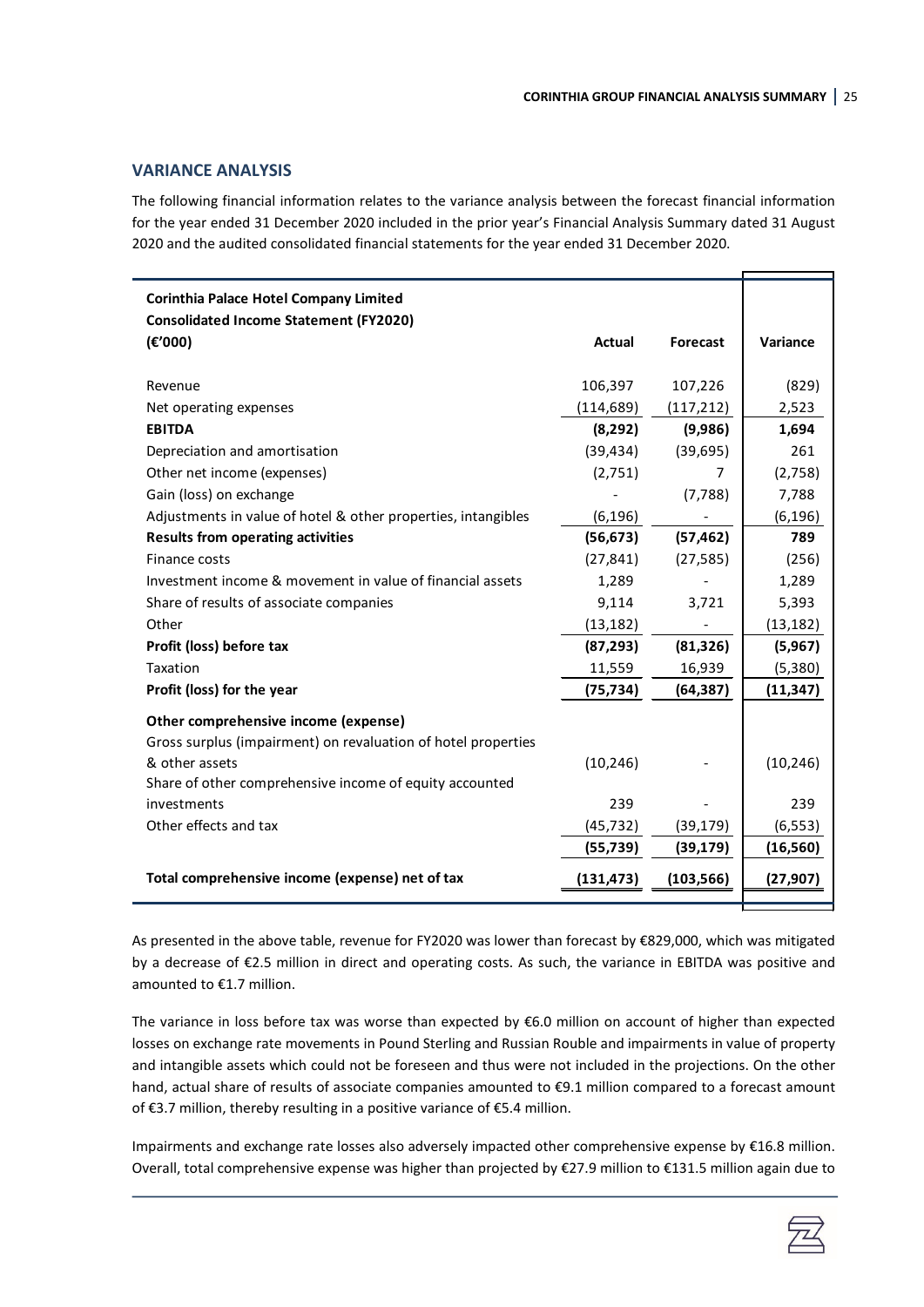## VARIANCE ANALYSIS

The following financial information relates to the variance analysis between the forecast financial information for the year ended 31 December 2020 included in the prior year's Financial Analysis Summary dated 31 August 2020 and the audited consolidated financial statements for the year ended 31 December 2020.

| **Corinthia Palace Hotel Company Limited Consolidated Income Statement (FY2020) (€'000)** | **Actual** | **Forecast** | **Variance** |
|---|---|---|---|
| Revenue | 106,397 | 107,226 | (829) |
| Net operating expenses | (114,689) | (117,212) | 2,523 |
| **EBITDA** | **(8,292)** | **(9,986)** | **1,694** |
| Depreciation and amortisation | (39,434) | (39,695) | 261 |
| Other net income (expenses) | (2,751) | 7 | (2,758) |
| Gain (loss) on exchange | - | (7,788) | 7,788 |
| Adjustments in value of hotel & other properties, intangibles | (6,196) | - | (6,196) |
| **Results from operating activities** | **(56,673)** | **(57,462)** | **789** |
| Finance costs | (27,841) | (27,585) | (256) |
| Investment income & movement in value of financial assets | 1,289 | - | 1,289 |
| Share of results of associate companies | 9,114 | 3,721 | 5,393 |
| Other | (13,182) | - | (13,182) |
| **Profit (loss) before tax** | **(87,293)** | **(81,326)** | **(5,967)** |
| Taxation | 11,559 | 16,939 | (5,380) |
| **Profit (loss) for the year** | **(75,734)** | **(64,387)** | **(11,347)** |
| **Other comprehensive income (expense)** | | | |
| Gross surplus (impairment) on revaluation of hotel properties & other assets | (10,246) | - | (10,246) |
| Share of other comprehensive income of equity accounted investments | 239 | - | 239 |
| Other effects and tax | (45,732) | (39,179) | (6,553) |
| | **(55,739)** | **(39,179)** | **(16,560)** |
| **Total comprehensive income (expense) net of tax** | **(131,473)** | **(103,566)** | **(27,907)** |

As presented in the above table, revenue for FY2020 was lower than forecast by €829,000, which was mitigated by a decrease of €2.5 million in direct and operating costs. As such, the variance in EBITDA was positive and amounted to €1.7 million.

The variance in loss before tax was worse than expected by €6.0 million on account of higher than expected losses on exchange rate movements in Pound Sterling and Russian Rouble and impairments in value of property and intangible assets which could not be foreseen and thus were not included in the projections. On the other hand, actual share of results of associate companies amounted to €9.1 million compared to a forecast amount of €3.7 million, thereby resulting in a positive variance of €5.4 million.

Impairments and exchange rate losses also adversely impacted other comprehensive expense by €16.8 million. Overall, total comprehensive expense was higher than projected by €27.9 million to €131.5 million again due to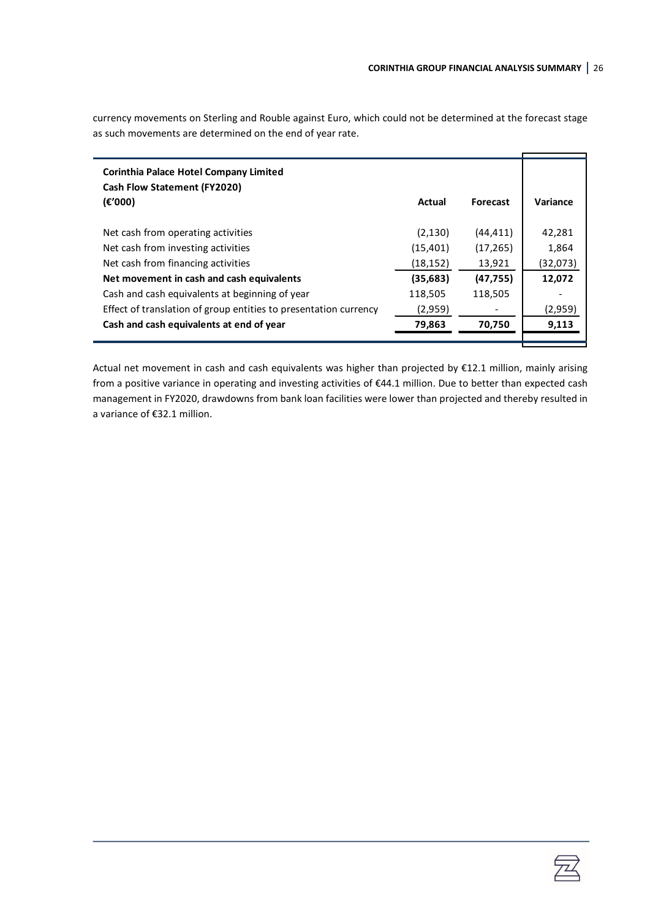currency movements on Sterling and Rouble against Euro, which could not be determined at the forecast stage as such movements are determined on the end of year rate.

| **Corinthia Palace Hotel Company Limited**<br>**Cash Flow Statement (FY2020)**<br>**(€'000)** | **Actual** | **Forecast** | **Variance** |
|---|---|---|---|
| Net cash from operating activities | (2,130) | (44,411) | 42,281 |
| Net cash from investing activities | (15,401) | (17,265) | 1,864 |
| Net cash from financing activities | (18,152) | 13,921 | (32,073) |
| **Net movement in cash and cash equivalents** | **(35,683)** | **(47,755)** | **12,072** |
| Cash and cash equivalents at beginning of year | 118,505 | 118,505 | - |
| Effect of translation of group entities to presentation currency | (2,959) | - | (2,959) |
| **Cash and cash equivalents at end of year** | **79,863** | **70,750** | **9,113** |

Actual net movement in cash and cash equivalents was higher than projected by €12.1 million, mainly arising from a positive variance in operating and investing activities of €44.1 million. Due to better than expected cash management in FY2020, drawdowns from bank loan facilities were lower than projected and thereby resulted in a variance of €32.1 million.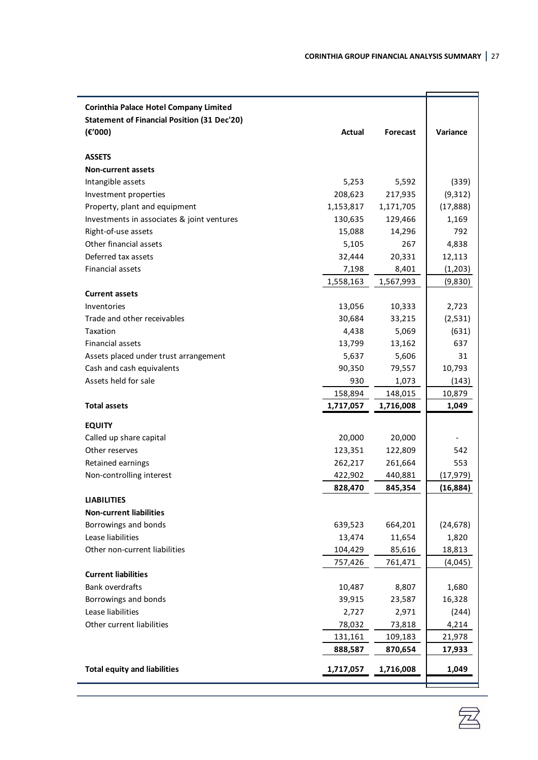| Corinthia Palace Hotel Company Limited<br>Statement of Financial Position (31 Dec'20)<br>(€'000) | Actual | Forecast | Variance |
|---|---|---|---|
| **ASSETS** | | | |
| **Non-current assets** | | | |
| Intangible assets | 5,253 | 5,592 | (339) |
| Investment properties | 208,623 | 217,935 | (9,312) |
| Property, plant and equipment | 1,153,817 | 1,171,705 | (17,888) |
| Investments in associates & joint ventures | 130,635 | 129,466 | 1,169 |
| Right-of-use assets | 15,088 | 14,296 | 792 |
| Other financial assets | 5,105 | 267 | 4,838 |
| Deferred tax assets | 32,444 | 20,331 | 12,113 |
| Financial assets | 7,198 | 8,401 | (1,203) |
| | 1,558,163 | 1,567,993 | (9,830) |
| **Current assets** | | | |
| Inventories | 13,056 | 10,333 | 2,723 |
| Trade and other receivables | 30,684 | 33,215 | (2,531) |
| Taxation | 4,438 | 5,069 | (631) |
| Financial assets | 13,799 | 13,162 | 637 |
| Assets placed under trust arrangement | 5,637 | 5,606 | 31 |
| Cash and cash equivalents | 90,350 | 79,557 | 10,793 |
| Assets held for sale | 930 | 1,073 | (143) |
| | 158,894 | 148,015 | 10,879 |
| **Total assets** | **1,717,057** | **1,716,008** | **1,049** |
| **EQUITY** | | | |
| Called up share capital | 20,000 | 20,000 | - |
| Other reserves | 123,351 | 122,809 | 542 |
| Retained earnings | 262,217 | 261,664 | 553 |
| Non-controlling interest | 422,902 | 440,881 | (17,979) |
| | **828,470** | **845,354** | **(16,884)** |
| **LIABILITIES** | | | |
| **Non-current liabilities** | | | |
| Borrowings and bonds | 639,523 | 664,201 | (24,678) |
| Lease liabilities | 13,474 | 11,654 | 1,820 |
| Other non-current liabilities | 104,429 | 85,616 | 18,813 |
| | 757,426 | 761,471 | (4,045) |
| **Current liabilities** | | | |
| Bank overdrafts | 10,487 | 8,807 | 1,680 |
| Borrowings and bonds | 39,915 | 23,587 | 16,328 |
| Lease liabilities | 2,727 | 2,971 | (244) |
| Other current liabilities | 78,032 | 73,818 | 4,214 |
| | 131,161 | 109,183 | 21,978 |
| | **888,587** | **870,654** | **17,933** |
| **Total equity and liabilities** | **1,717,057** | **1,716,008** | **1,049** |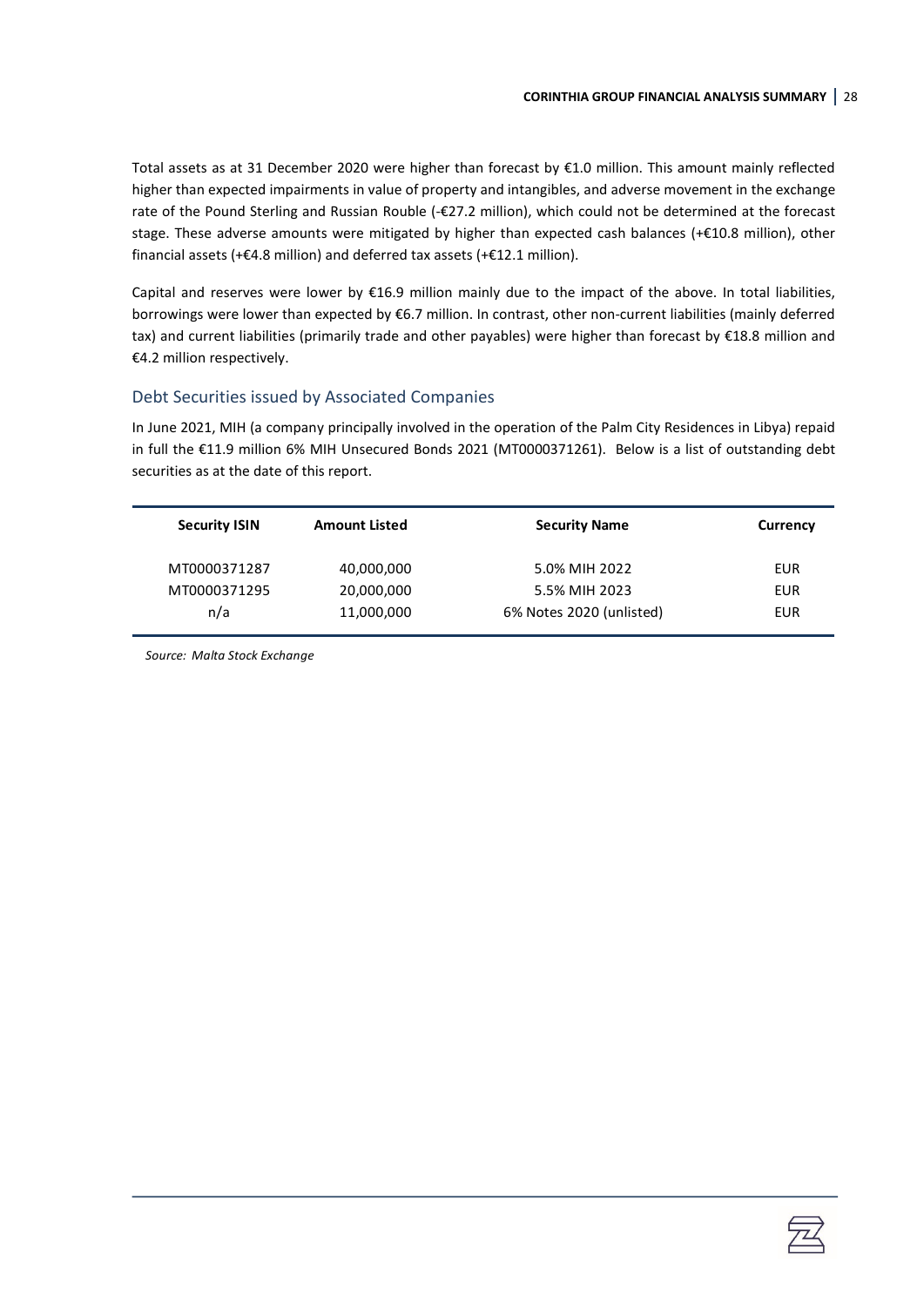Total assets as at 31 December 2020 were higher than forecast by €1.0 million. This amount mainly reflected higher than expected impairments in value of property and intangibles, and adverse movement in the exchange rate of the Pound Sterling and Russian Rouble (-€27.2 million), which could not be determined at the forecast stage. These adverse amounts were mitigated by higher than expected cash balances (+€10.8 million), other financial assets (+€4.8 million) and deferred tax assets (+€12.1 million).

Capital and reserves were lower by €16.9 million mainly due to the impact of the above. In total liabilities, borrowings were lower than expected by €6.7 million. In contrast, other non-current liabilities (mainly deferred tax) and current liabilities (primarily trade and other payables) were higher than forecast by €18.8 million and €4.2 million respectively.

## Debt Securities issued by Associated Companies

In June 2021, MIH (a company principally involved in the operation of the Palm City Residences in Libya) repaid in full the €11.9 million 6% MIH Unsecured Bonds 2021 (MT0000371261). Below is a list of outstanding debt securities as at the date of this report.

| Security ISIN | Amount Listed | Security Name | Currency |
|---|---|---|---|
| MT0000371287 | 40,000,000 | 5.0% MIH 2022 | EUR |
| MT0000371295 | 20,000,000 | 5.5% MIH 2023 | EUR |
| n/a | 11,000,000 | 6% Notes 2020 (unlisted) | EUR |

*Source: Malta Stock Exchange*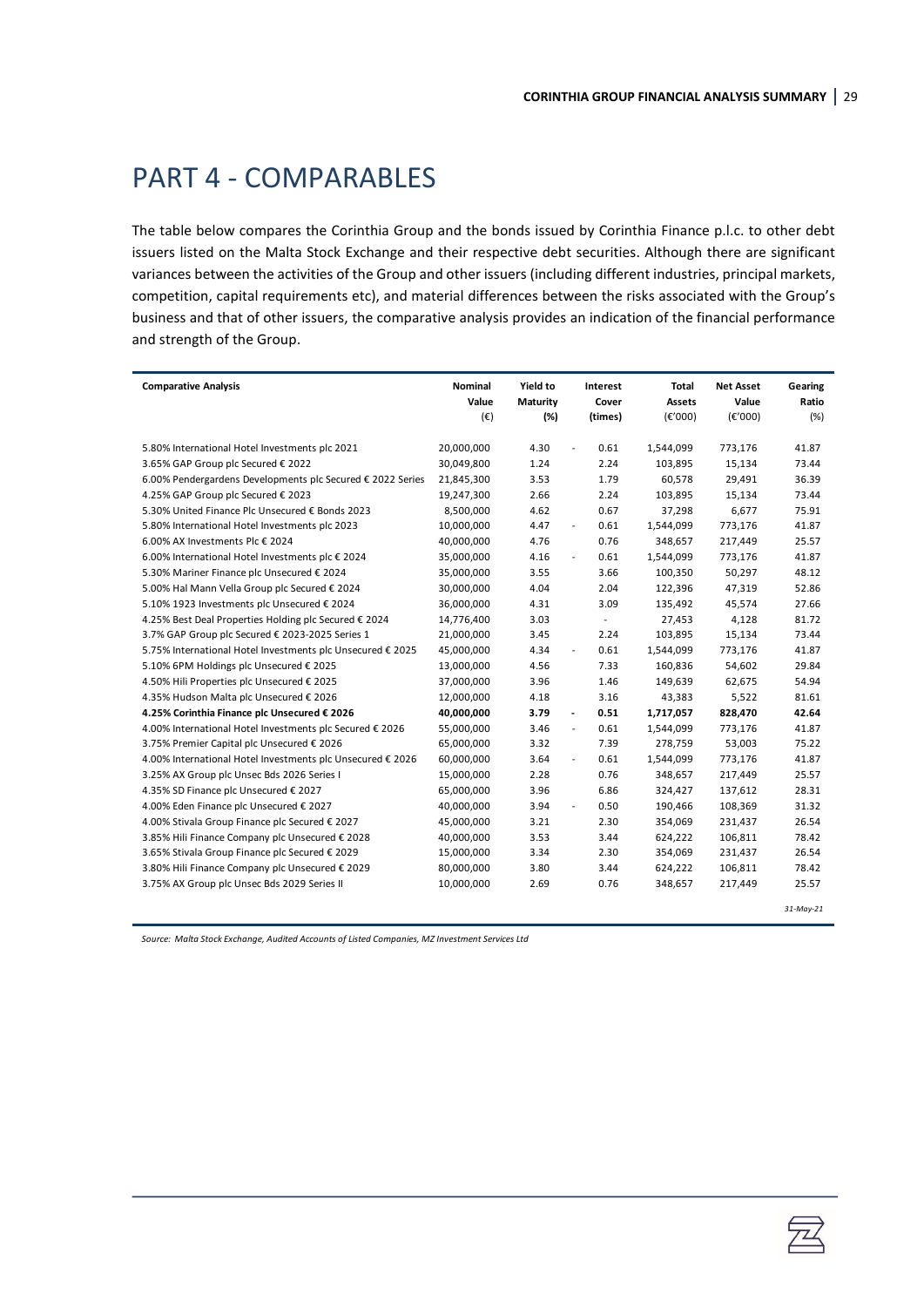# PART 4 - COMPARABLES

The table below compares the Corinthia Group and the bonds issued by Corinthia Finance p.l.c. to other debt issuers listed on the Malta Stock Exchange and their respective debt securities. Although there are significant variances between the activities of the Group and other issuers (including different industries, principal markets, competition, capital requirements etc), and material differences between the risks associated with the Group's business and that of other issuers, the comparative analysis provides an indication of the financial performance and strength of the Group.

| Comparative Analysis | Nominal Value (€) | Yield to Maturity (%) | Interest Cover (times) | Total Assets (€'000) | Net Asset Value (€'000) | Gearing Ratio (%) |
|---|---|---|---|---|---|---|
| 5.80% International Hotel Investments plc 2021 | 20,000,000 | 4.30 | -0.61 | 1,544,099 | 773,176 | 41.87 |
| 3.65% GAP Group plc Secured € 2022 | 30,049,800 | 1.24 | 2.24 | 103,895 | 15,134 | 73.44 |
| 6.00% Pendergardens Developments plc Secured € 2022 Series | 21,845,300 | 3.53 | 1.79 | 60,578 | 29,491 | 36.39 |
| 4.25% GAP Group plc Secured € 2023 | 19,247,300 | 2.66 | 2.24 | 103,895 | 15,134 | 73.44 |
| 5.30% United Finance Plc Unsecured € Bonds 2023 | 8,500,000 | 4.62 | 0.67 | 37,298 | 6,677 | 75.91 |
| 5.80% International Hotel Investments plc 2023 | 10,000,000 | 4.47 | -0.61 | 1,544,099 | 773,176 | 41.87 |
| 6.00% AX Investments Plc € 2024 | 40,000,000 | 4.76 | 0.76 | 348,657 | 217,449 | 25.57 |
| 6.00% International Hotel Investments plc € 2024 | 35,000,000 | 4.16 | -0.61 | 1,544,099 | 773,176 | 41.87 |
| 5.30% Mariner Finance plc Unsecured € 2024 | 35,000,000 | 3.55 | 3.66 | 100,350 | 50,297 | 48.12 |
| 5.00% Hal Mann Vella Group plc Secured € 2024 | 30,000,000 | 4.04 | 2.04 | 122,396 | 47,319 | 52.86 |
| 5.10% 1923 Investments plc Unsecured € 2024 | 36,000,000 | 4.31 | 3.09 | 135,492 | 45,574 | 27.66 |
| 4.25% Best Deal Properties Holding plc Secured € 2024 | 14,776,400 | 3.03 | - | 27,453 | 4,128 | 81.72 |
| 3.7% GAP Group plc Secured € 2023-2025 Series 1 | 21,000,000 | 3.45 | 2.24 | 103,895 | 15,134 | 73.44 |
| 5.75% International Hotel Investments plc Unsecured € 2025 | 45,000,000 | 4.34 | -0.61 | 1,544,099 | 773,176 | 41.87 |
| 5.10% 6PM Holdings plc Unsecured € 2025 | 13,000,000 | 4.56 | 7.33 | 160,836 | 54,602 | 29.84 |
| 4.50% Hili Properties plc Unsecured € 2025 | 37,000,000 | 3.96 | 1.46 | 149,639 | 62,675 | 54.94 |
| 4.35% Hudson Malta plc Unsecured € 2026 | 12,000,000 | 4.18 | 3.16 | 43,383 | 5,522 | 81.61 |
| **4.25% Corinthia Finance plc Unsecured € 2026** | **40,000,000** | **3.79** | **-0.51** | **1,717,057** | **828,470** | **42.64** |
| 4.00% International Hotel Investments plc Secured € 2026 | 55,000,000 | 3.46 | -0.61 | 1,544,099 | 773,176 | 41.87 |
| 3.75% Premier Capital plc Unsecured € 2026 | 65,000,000 | 3.32 | 7.39 | 278,759 | 53,003 | 75.22 |
| 4.00% International Hotel Investments plc Unsecured € 2026 | 60,000,000 | 3.64 | -0.61 | 1,544,099 | 773,176 | 41.87 |
| 3.25% AX Group plc Unsec Bds 2026 Series I | 15,000,000 | 2.28 | 0.76 | 348,657 | 217,449 | 25.57 |
| 4.35% SD Finance plc Unsecured € 2027 | 65,000,000 | 3.96 | 6.86 | 324,427 | 137,612 | 28.31 |
| 4.00% Eden Finance plc Unsecured € 2027 | 40,000,000 | 3.94 | -0.50 | 190,466 | 108,369 | 31.32 |
| 4.00% Stivala Group Finance plc Secured € 2027 | 45,000,000 | 3.21 | 2.30 | 354,069 | 231,437 | 26.54 |
| 3.85% Hili Finance Company plc Unsecured € 2028 | 40,000,000 | 3.53 | 3.44 | 624,222 | 106,811 | 78.42 |
| 3.65% Stivala Group Finance plc Secured € 2029 | 15,000,000 | 3.34 | 2.30 | 354,069 | 231,437 | 26.54 |
| 3.80% Hili Finance Company plc Unsecured € 2029 | 80,000,000 | 3.80 | 3.44 | 624,222 | 106,811 | 78.42 |
| 3.75% AX Group plc Unsec Bds 2029 Series II | 10,000,000 | 2.69 | 0.76 | 348,657 | 217,449 | 25.57 |

*31-May-21*

*Source: Malta Stock Exchange, Audited Accounts of Listed Companies, MZ Investment Services Ltd*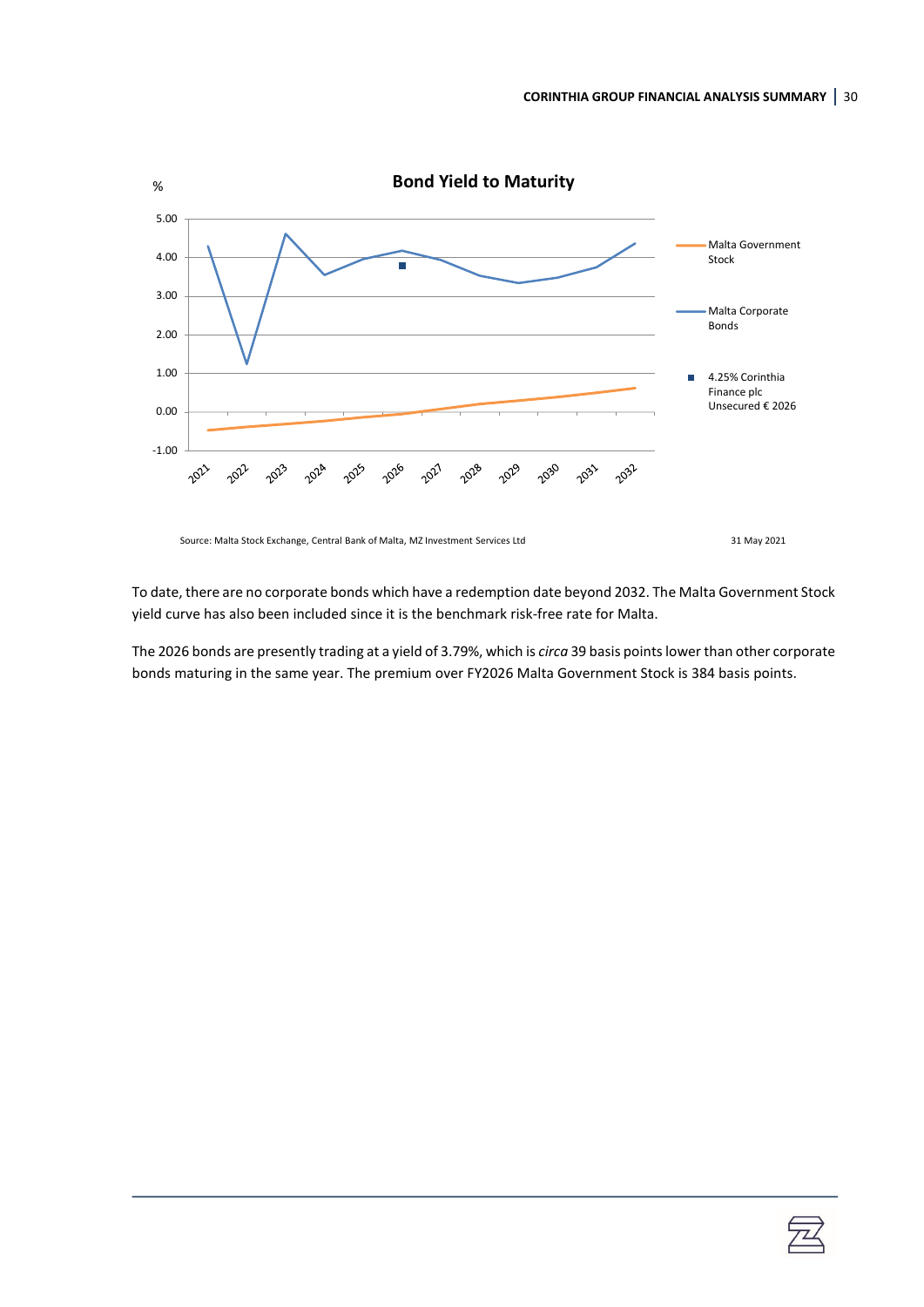**Bond Yield to Maturity**

%

Legend: Malta Government Stock; Malta Corporate Bonds; 4.25% Corinthia Finance plc Unsecured € 2026

Source: Malta Stock Exchange, Central Bank of Malta, MZ Investment Services Ltd

31 May 2021

To date, there are no corporate bonds which have a redemption date beyond 2032. The Malta Government Stock yield curve has also been included since it is the benchmark risk-free rate for Malta.

The 2026 bonds are presently trading at a yield of 3.79%, which is *circa* 39 basis points lower than other corporate bonds maturing in the same year. The premium over FY2026 Malta Government Stock is 384 basis points.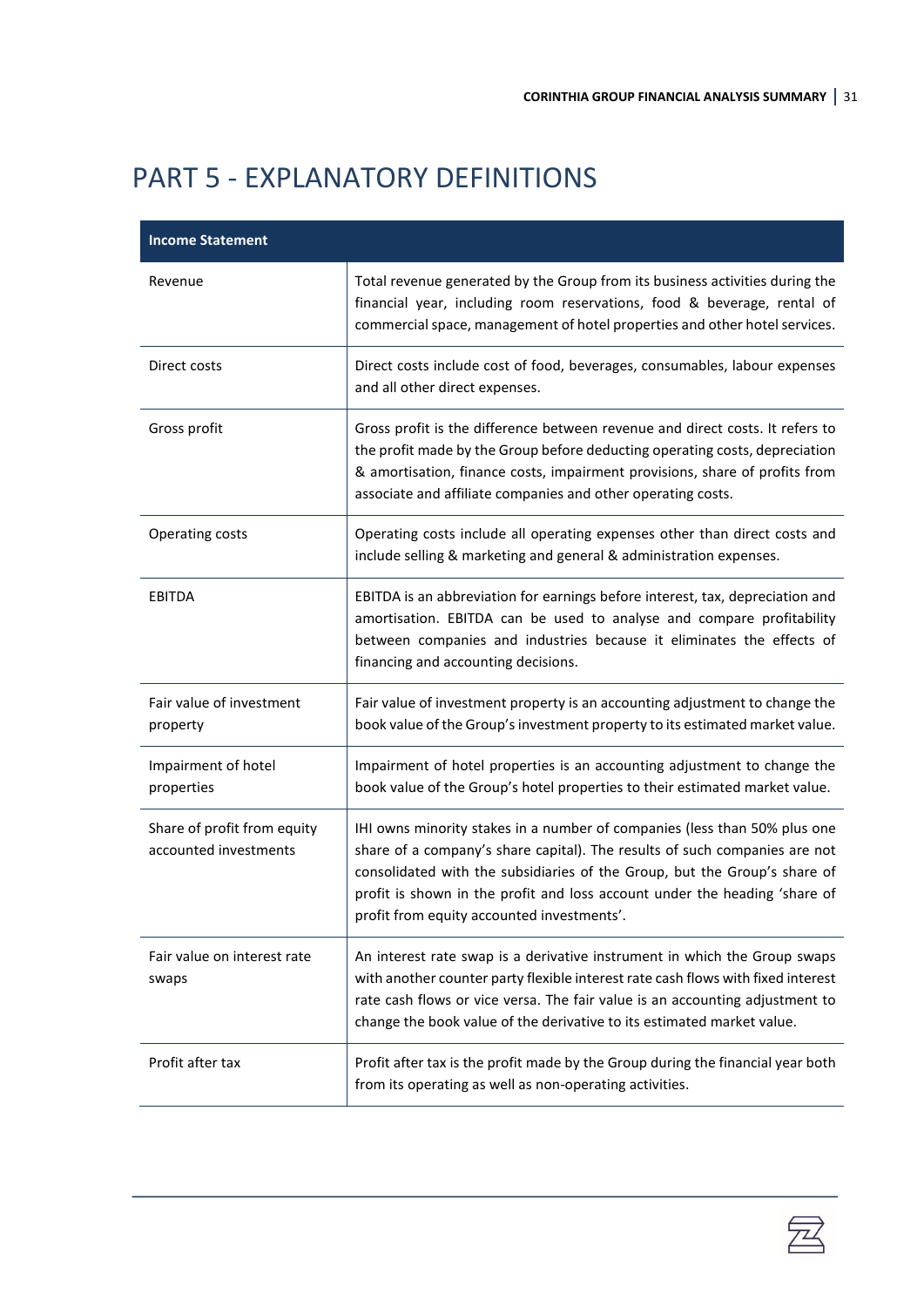# PART 5 - EXPLANATORY DEFINITIONS

| Income Statement | |
|---|---|
| Revenue | Total revenue generated by the Group from its business activities during the financial year, including room reservations, food & beverage, rental of commercial space, management of hotel properties and other hotel services. |
| Direct costs | Direct costs include cost of food, beverages, consumables, labour expenses and all other direct expenses. |
| Gross profit | Gross profit is the difference between revenue and direct costs. It refers to the profit made by the Group before deducting operating costs, depreciation & amortisation, finance costs, impairment provisions, share of profits from associate and affiliate companies and other operating costs. |
| Operating costs | Operating costs include all operating expenses other than direct costs and include selling & marketing and general & administration expenses. |
| EBITDA | EBITDA is an abbreviation for earnings before interest, tax, depreciation and amortisation. EBITDA can be used to analyse and compare profitability between companies and industries because it eliminates the effects of financing and accounting decisions. |
| Fair value of investment property | Fair value of investment property is an accounting adjustment to change the book value of the Group's investment property to its estimated market value. |
| Impairment of hotel properties | Impairment of hotel properties is an accounting adjustment to change the book value of the Group's hotel properties to their estimated market value. |
| Share of profit from equity accounted investments | IHI owns minority stakes in a number of companies (less than 50% plus one share of a company's share capital). The results of such companies are not consolidated with the subsidiaries of the Group, but the Group's share of profit is shown in the profit and loss account under the heading 'share of profit from equity accounted investments'. |
| Fair value on interest rate swaps | An interest rate swap is a derivative instrument in which the Group swaps with another counter party flexible interest rate cash flows with fixed interest rate cash flows or vice versa. The fair value is an accounting adjustment to change the book value of the derivative to its estimated market value. |
| Profit after tax | Profit after tax is the profit made by the Group during the financial year both from its operating as well as non-operating activities. |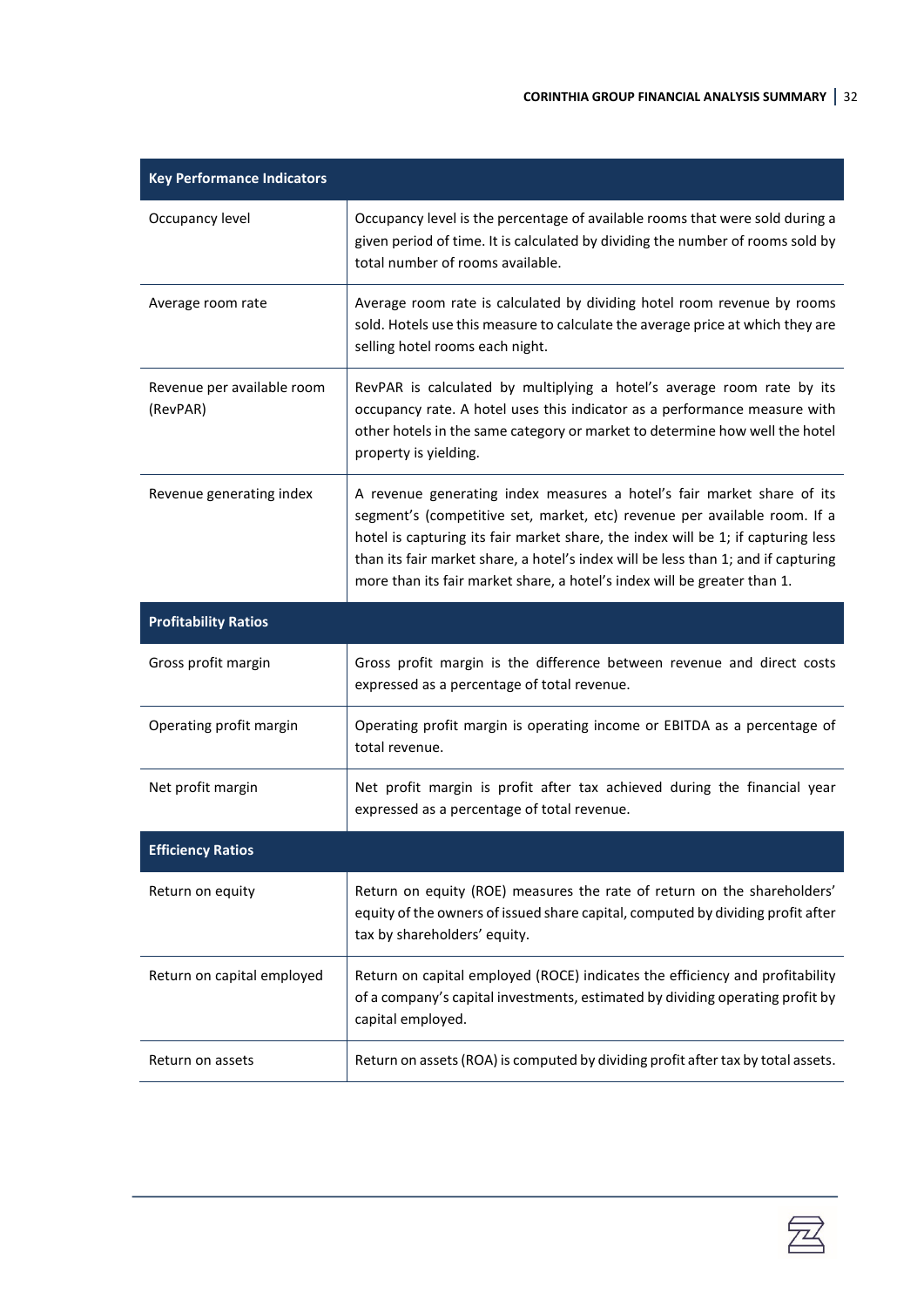| Key Performance Indicators | |
|---|---|
| Occupancy level | Occupancy level is the percentage of available rooms that were sold during a given period of time. It is calculated by dividing the number of rooms sold by total number of rooms available. |
| Average room rate | Average room rate is calculated by dividing hotel room revenue by rooms sold. Hotels use this measure to calculate the average price at which they are selling hotel rooms each night. |
| Revenue per available room (RevPAR) | RevPAR is calculated by multiplying a hotel's average room rate by its occupancy rate. A hotel uses this indicator as a performance measure with other hotels in the same category or market to determine how well the hotel property is yielding. |
| Revenue generating index | A revenue generating index measures a hotel's fair market share of its segment's (competitive set, market, etc) revenue per available room. If a hotel is capturing its fair market share, the index will be 1; if capturing less than its fair market share, a hotel's index will be less than 1; and if capturing more than its fair market share, a hotel's index will be greater than 1. |
| **Profitability Ratios** | |
| Gross profit margin | Gross profit margin is the difference between revenue and direct costs expressed as a percentage of total revenue. |
| Operating profit margin | Operating profit margin is operating income or EBITDA as a percentage of total revenue. |
| Net profit margin | Net profit margin is profit after tax achieved during the financial year expressed as a percentage of total revenue. |
| **Efficiency Ratios** | |
| Return on equity | Return on equity (ROE) measures the rate of return on the shareholders' equity of the owners of issued share capital, computed by dividing profit after tax by shareholders' equity. |
| Return on capital employed | Return on capital employed (ROCE) indicates the efficiency and profitability of a company's capital investments, estimated by dividing operating profit by capital employed. |
| Return on assets | Return on assets (ROA) is computed by dividing profit after tax by total assets. |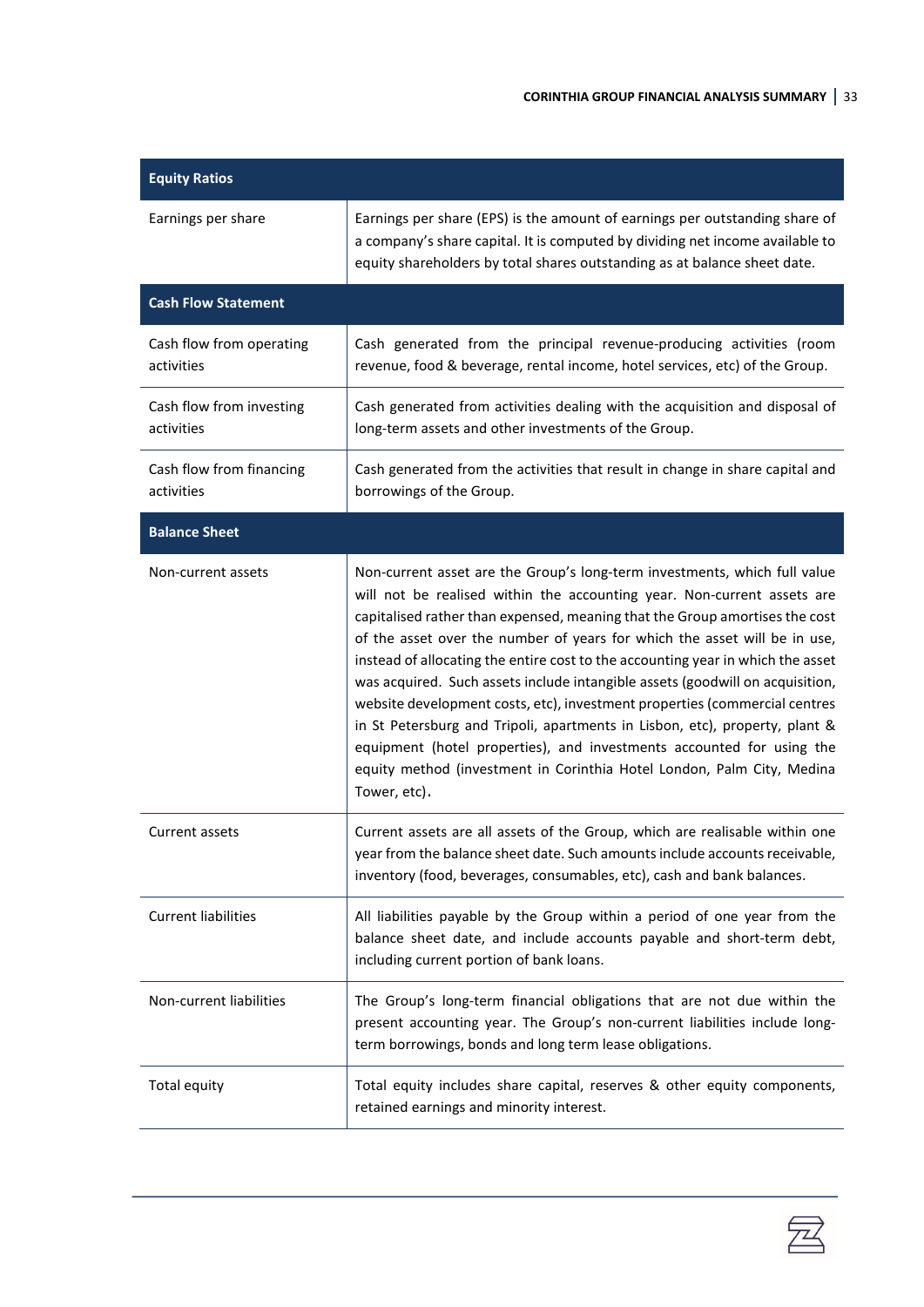| Equity Ratios | |
|---|---|
| Earnings per share | Earnings per share (EPS) is the amount of earnings per outstanding share of a company's share capital. It is computed by dividing net income available to equity shareholders by total shares outstanding as at balance sheet date. |
| **Cash Flow Statement** | |
| Cash flow from operating activities | Cash generated from the principal revenue-producing activities (room revenue, food & beverage, rental income, hotel services, etc) of the Group. |
| Cash flow from investing activities | Cash generated from activities dealing with the acquisition and disposal of long-term assets and other investments of the Group. |
| Cash flow from financing activities | Cash generated from the activities that result in change in share capital and borrowings of the Group. |
| **Balance Sheet** | |
| Non-current assets | Non-current asset are the Group's long-term investments, which full value will not be realised within the accounting year. Non-current assets are capitalised rather than expensed, meaning that the Group amortises the cost of the asset over the number of years for which the asset will be in use, instead of allocating the entire cost to the accounting year in which the asset was acquired. Such assets include intangible assets (goodwill on acquisition, website development costs, etc), investment properties (commercial centres in St Petersburg and Tripoli, apartments in Lisbon, etc), property, plant & equipment (hotel properties), and investments accounted for using the equity method (investment in Corinthia Hotel London, Palm City, Medina Tower, etc). |
| Current assets | Current assets are all assets of the Group, which are realisable within one year from the balance sheet date. Such amounts include accounts receivable, inventory (food, beverages, consumables, etc), cash and bank balances. |
| Current liabilities | All liabilities payable by the Group within a period of one year from the balance sheet date, and include accounts payable and short-term debt, including current portion of bank loans. |
| Non-current liabilities | The Group's long-term financial obligations that are not due within the present accounting year. The Group's non-current liabilities include long-term borrowings, bonds and long term lease obligations. |
| Total equity | Total equity includes share capital, reserves & other equity components, retained earnings and minority interest. |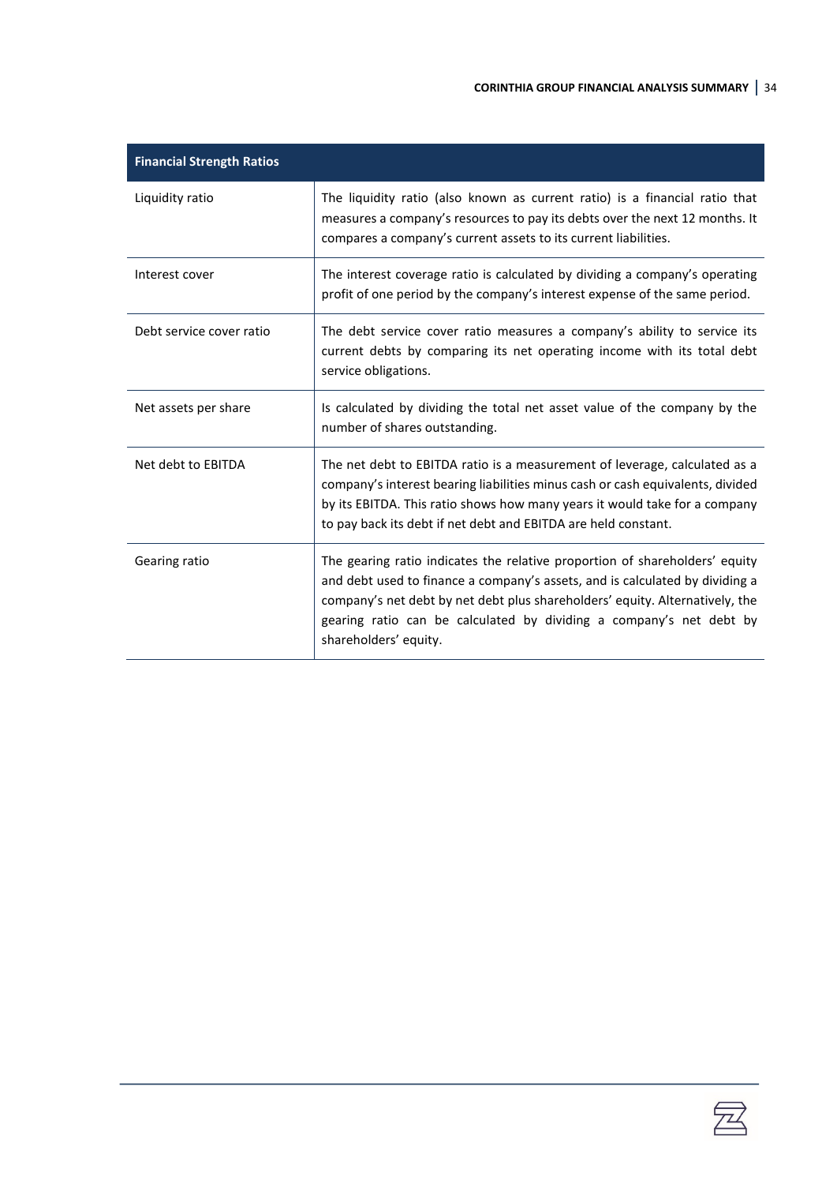| Financial Strength Ratios | |
|---|---|
| Liquidity ratio | The liquidity ratio (also known as current ratio) is a financial ratio that measures a company's resources to pay its debts over the next 12 months. It compares a company's current assets to its current liabilities. |
| Interest cover | The interest coverage ratio is calculated by dividing a company's operating profit of one period by the company's interest expense of the same period. |
| Debt service cover ratio | The debt service cover ratio measures a company's ability to service its current debts by comparing its net operating income with its total debt service obligations. |
| Net assets per share | Is calculated by dividing the total net asset value of the company by the number of shares outstanding. |
| Net debt to EBITDA | The net debt to EBITDA ratio is a measurement of leverage, calculated as a company's interest bearing liabilities minus cash or cash equivalents, divided by its EBITDA. This ratio shows how many years it would take for a company to pay back its debt if net debt and EBITDA are held constant. |
| Gearing ratio | The gearing ratio indicates the relative proportion of shareholders' equity and debt used to finance a company's assets, and is calculated by dividing a company's net debt by net debt plus shareholders' equity. Alternatively, the gearing ratio can be calculated by dividing a company's net debt by shareholders' equity. |